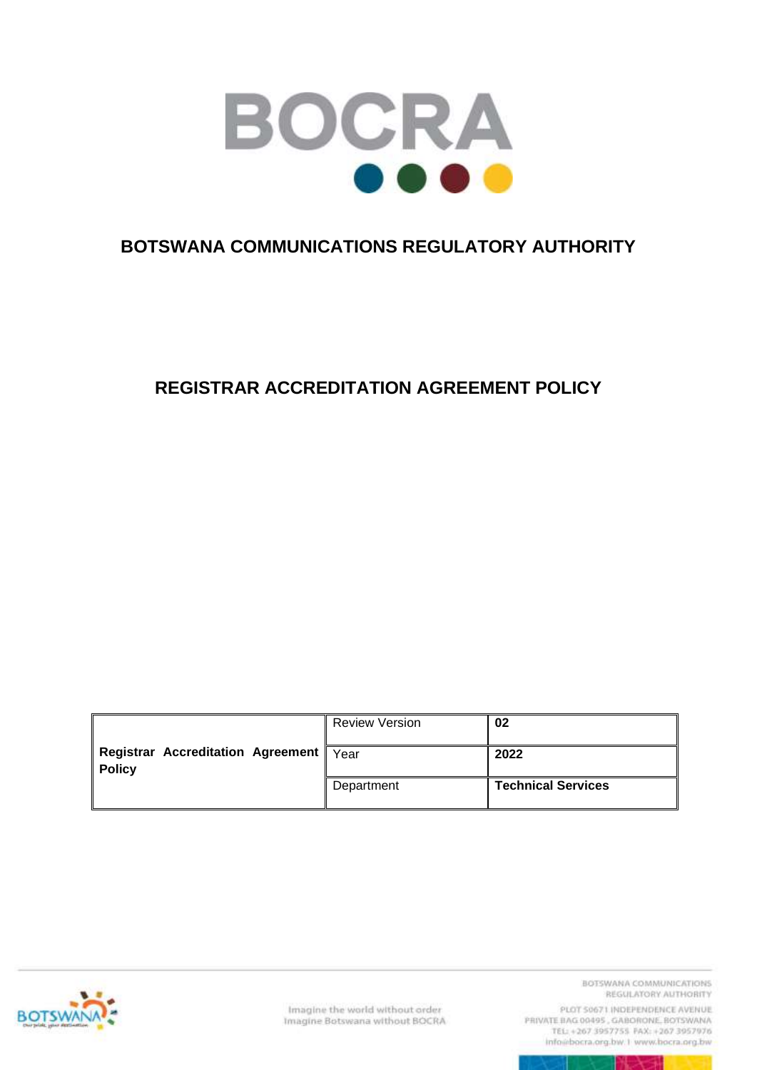BOCRA

# BOTSWANA COMMUNICATIONS REGULATORY AUTHORITY

# REGISTRAR ACCREDITATION AGREEMENT POLICY

| **Registrar Accreditation Agreement Policy** | Review Version | **02** |
|---|---|---|
| | Year | **2022** |
| | Department | **Technical Services** |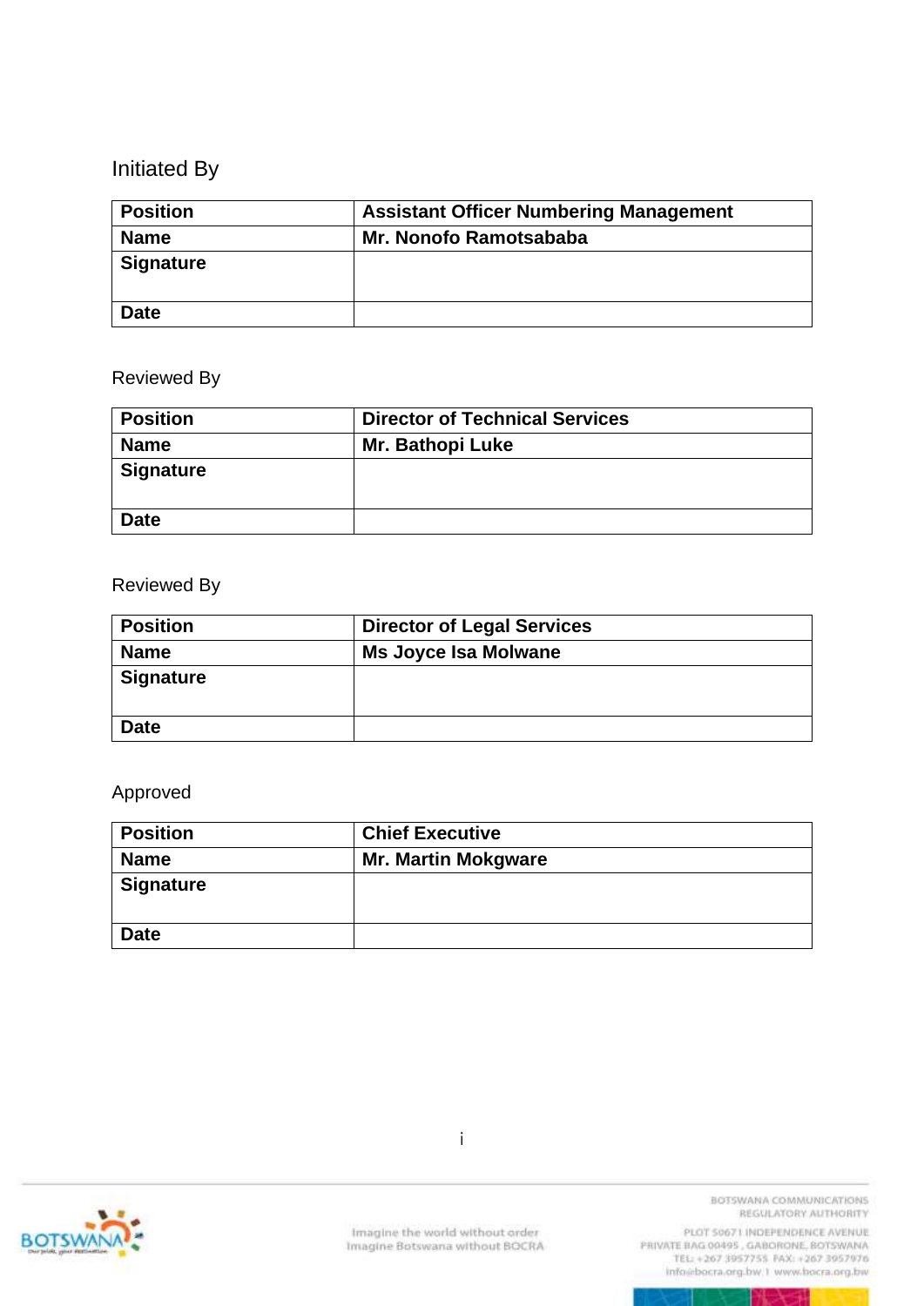Initiated By

| Position | Assistant Officer Numbering Management |
|---|---|
| Name | Mr. Nonofo Ramotsababa |
| Signature | |
| Date | |

Reviewed By

| Position | Director of Technical Services |
|---|---|
| Name | Mr. Bathopi Luke |
| Signature | |
| Date | |

Reviewed By

| Position | Director of Legal Services |
|---|---|
| Name | Ms Joyce Isa Molwane |
| Signature | |
| Date | |

Approved

| Position | Chief Executive |
|---|---|
| Name | Mr. Martin Mokgware |
| Signature | |
| Date | |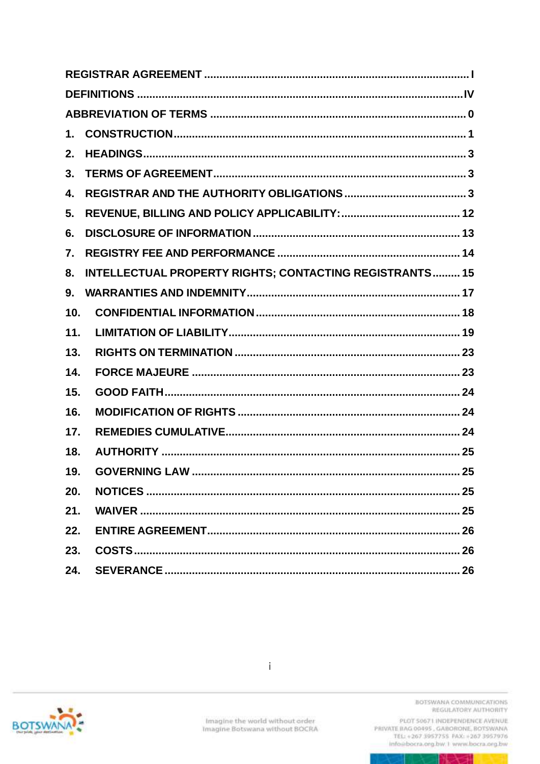| | |
|---|---|
| REGISTRAR AGREEMENT | I |
| DEFINITIONS | IV |
| ABBREVIATION OF TERMS | 0 |
| 1. CONSTRUCTION | 1 |
| 2. HEADINGS | 3 |
| 3. TERMS OF AGREEMENT | 3 |
| 4. REGISTRAR AND THE AUTHORITY OBLIGATIONS | 3 |
| 5. REVENUE, BILLING AND POLICY APPLICABILITY: | 12 |
| 6. DISCLOSURE OF INFORMATION | 13 |
| 7. REGISTRY FEE AND PERFORMANCE | 14 |
| 8. INTELLECTUAL PROPERTY RIGHTS; CONTACTING REGISTRANTS | 15 |
| 9. WARRANTIES AND INDEMNITY | 17 |
| 10. CONFIDENTIAL INFORMATION | 18 |
| 11. LIMITATION OF LIABILITY | 19 |
| 13. RIGHTS ON TERMINATION | 23 |
| 14. FORCE MAJEURE | 23 |
| 15. GOOD FAITH | 24 |
| 16. MODIFICATION OF RIGHTS | 24 |
| 17. REMEDIES CUMULATIVE | 24 |
| 18. AUTHORITY | 25 |
| 19. GOVERNING LAW | 25 |
| 20. NOTICES | 25 |
| 21. WAIVER | 25 |
| 22. ENTIRE AGREEMENT | 26 |
| 23. COSTS | 26 |
| 24. SEVERANCE | 26 |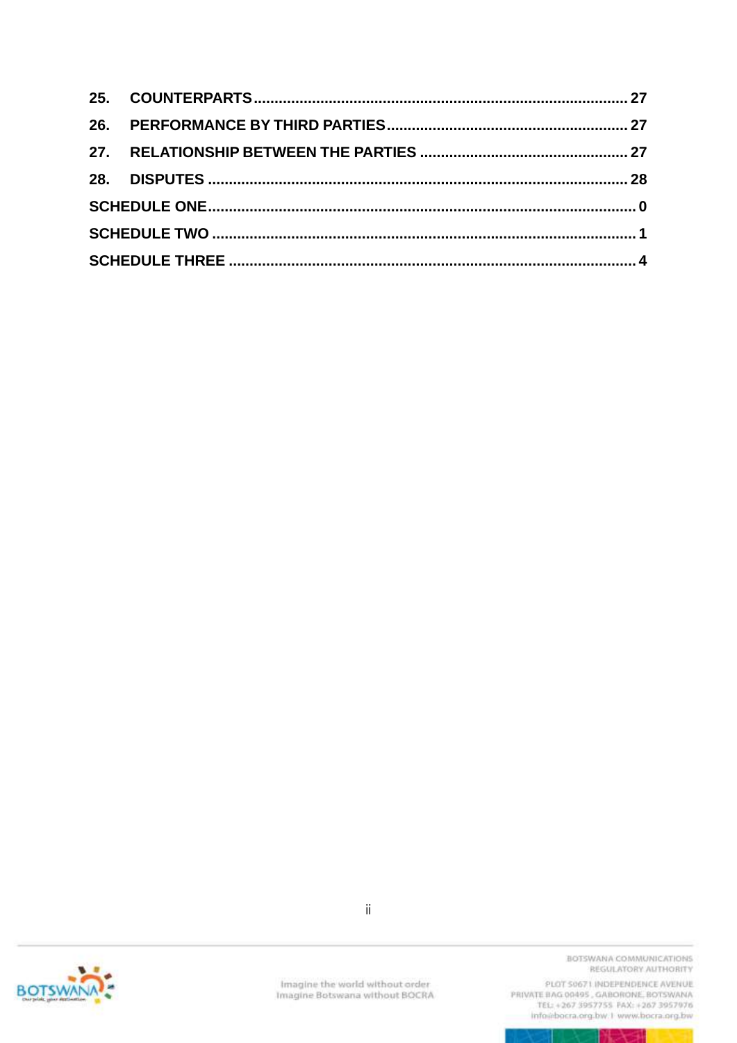| | | |
|---|---|---|
| 25. | COUNTERPARTS | 27 |
| 26. | PERFORMANCE BY THIRD PARTIES | 27 |
| 27. | RELATIONSHIP BETWEEN THE PARTIES | 27 |
| 28. | DISPUTES | 28 |
| SCHEDULE ONE | | 0 |
| SCHEDULE TWO | | 1 |
| SCHEDULE THREE | | 4 |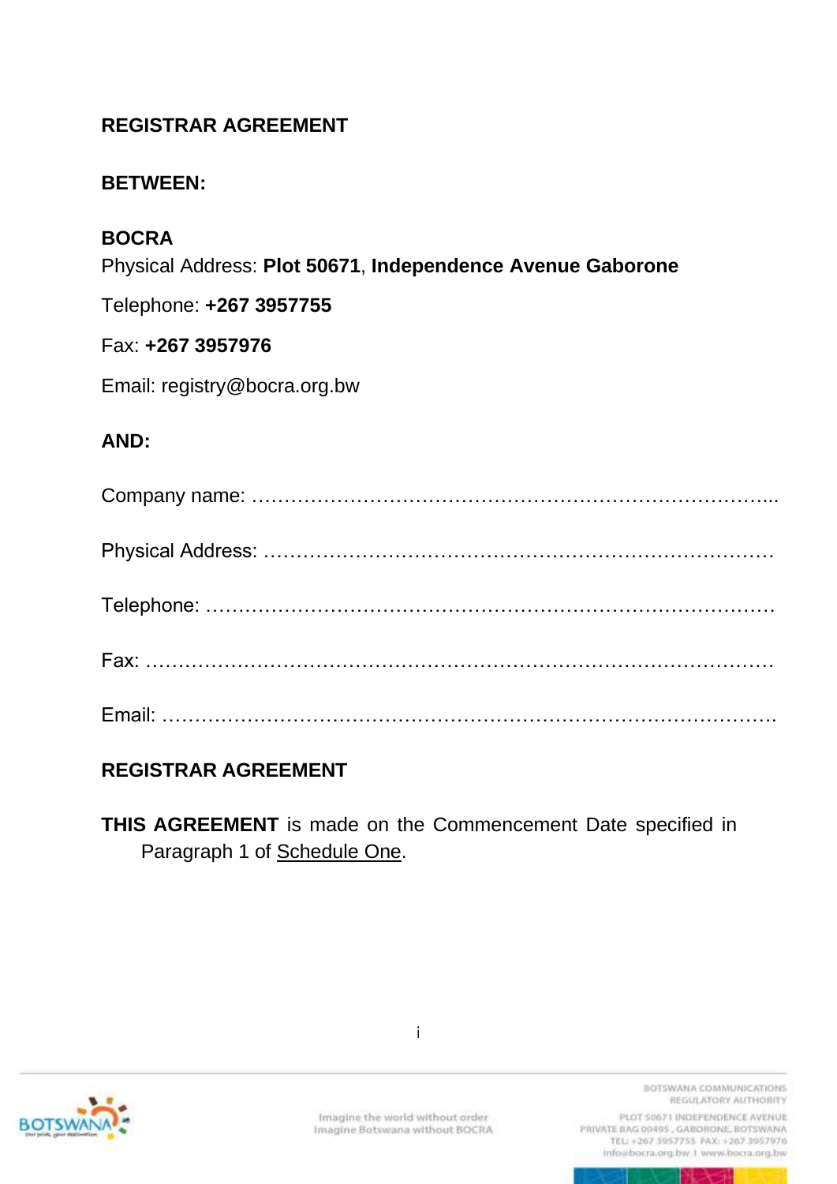**REGISTRAR AGREEMENT**

**BETWEEN:**

**BOCRA**

Physical Address: **Plot 50671**, **Independence Avenue Gaborone**

Telephone: **+267 3957755**

Fax: **+267 3957976**

Email: registry@bocra.org.bw

**AND:**

Company name: ……………………………………………………………………...

Physical Address: …………………………………………………………………

Telephone: …………………………………………………………………………

Fax: …………………………………………………………………………………

Email: ……………………………………………………………………………….

**REGISTRAR AGREEMENT**

**THIS AGREEMENT** is made on the Commencement Date specified in Paragraph 1 of Schedule One.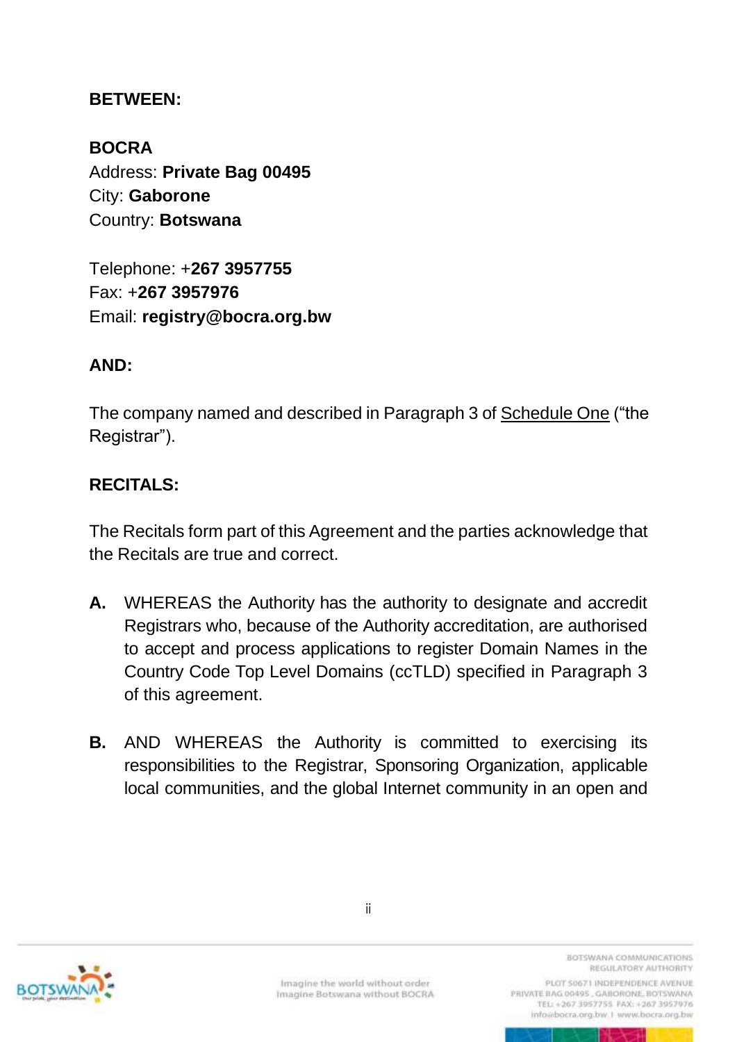**BETWEEN:**

**BOCRA**
Address: **Private Bag 00495**
City: **Gaborone**
Country: **Botswana**

Telephone: +**267 3957755**
Fax: +**267 3957976**
Email: **registry@bocra.org.bw**

**AND:**

The company named and described in Paragraph 3 of Schedule One ("the Registrar").

**RECITALS:**

The Recitals form part of this Agreement and the parties acknowledge that the Recitals are true and correct.

**A.** WHEREAS the Authority has the authority to designate and accredit Registrars who, because of the Authority accreditation, are authorised to accept and process applications to register Domain Names in the Country Code Top Level Domains (ccTLD) specified in Paragraph 3 of this agreement.

**B.** AND WHEREAS the Authority is committed to exercising its responsibilities to the Registrar, Sponsoring Organization, applicable local communities, and the global Internet community in an open and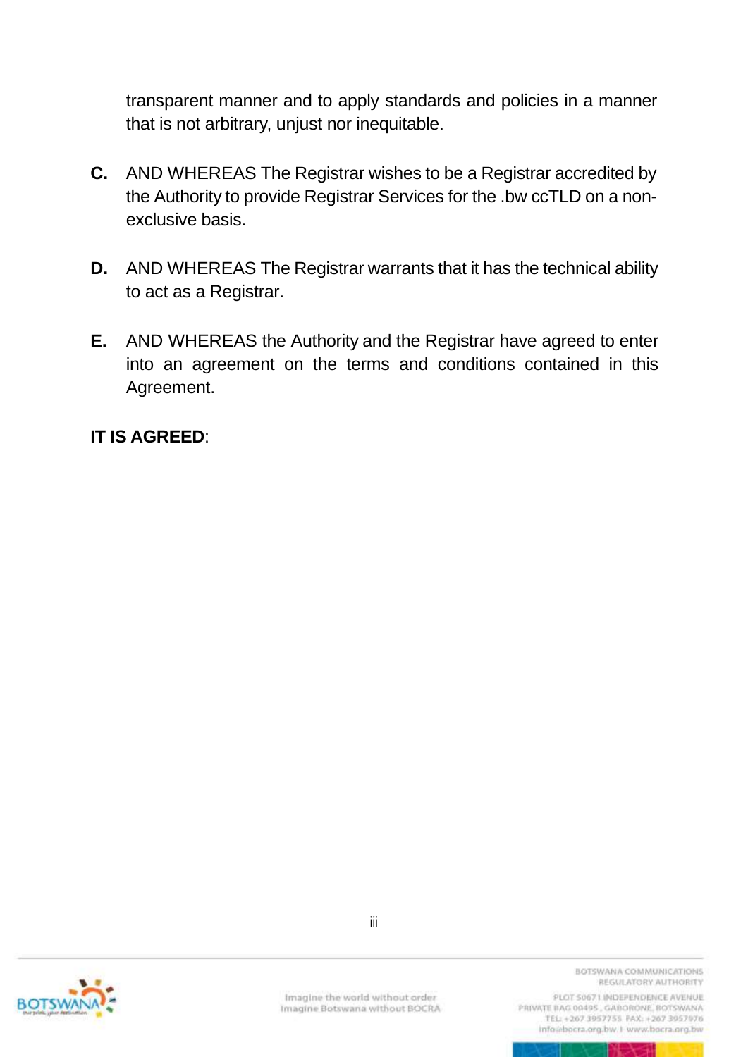transparent manner and to apply standards and policies in a manner that is not arbitrary, unjust nor inequitable.

**C.** AND WHEREAS The Registrar wishes to be a Registrar accredited by the Authority to provide Registrar Services for the .bw ccTLD on a non-exclusive basis.

**D.** AND WHEREAS The Registrar warrants that it has the technical ability to act as a Registrar.

**E.** AND WHEREAS the Authority and the Registrar have agreed to enter into an agreement on the terms and conditions contained in this Agreement.

**IT IS AGREED**: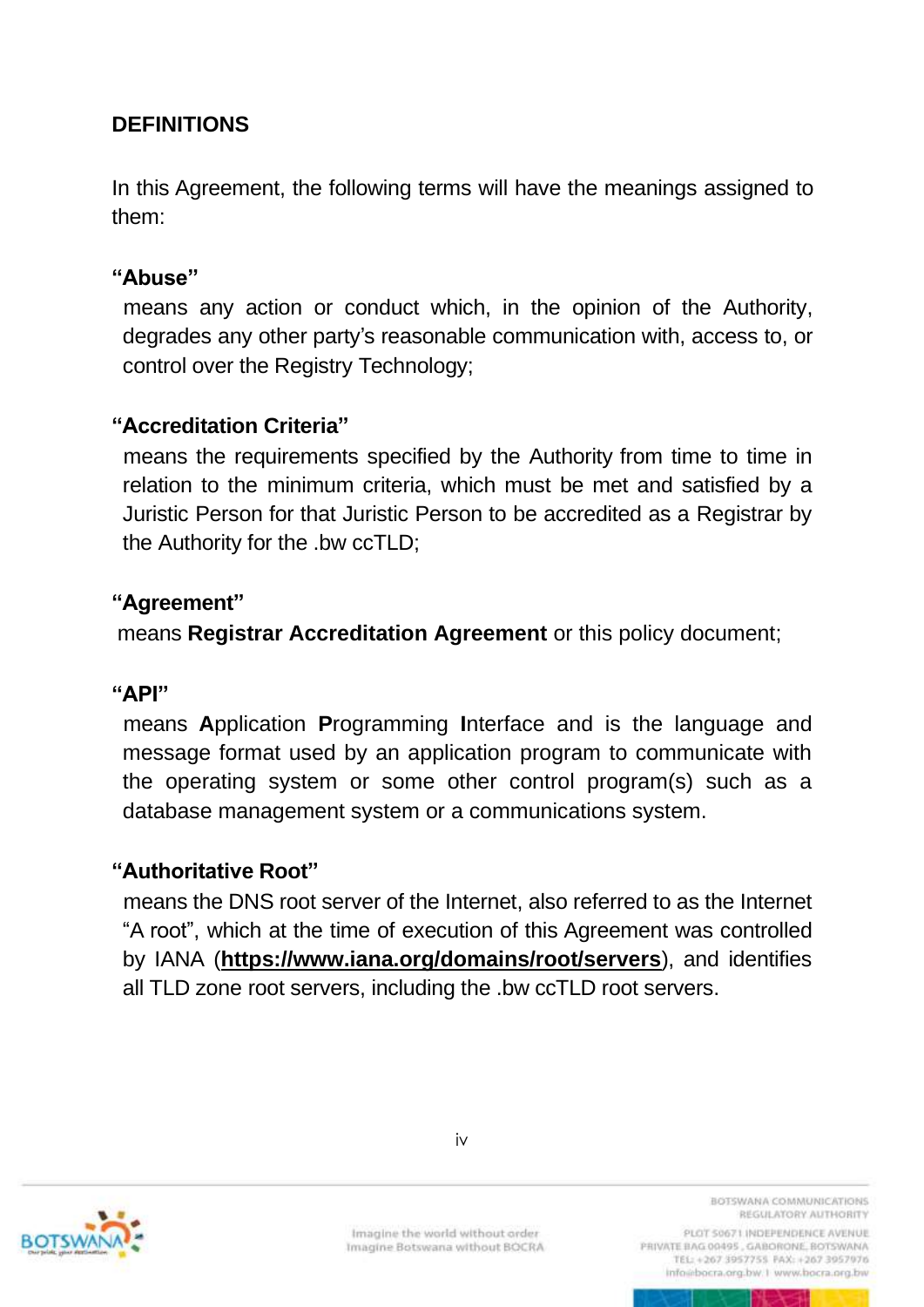## DEFINITIONS

In this Agreement, the following terms will have the meanings assigned to them:

**"Abuse"**

means any action or conduct which, in the opinion of the Authority, degrades any other party's reasonable communication with, access to, or control over the Registry Technology;

**"Accreditation Criteria"**

means the requirements specified by the Authority from time to time in relation to the minimum criteria, which must be met and satisfied by a Juristic Person for that Juristic Person to be accredited as a Registrar by the Authority for the .bw ccTLD;

**"Agreement"**

means **Registrar Accreditation Agreement** or this policy document;

**"API"**

means **A**pplication **P**rogramming **I**nterface and is the language and message format used by an application program to communicate with the operating system or some other control program(s) such as a database management system or a communications system.

**"Authoritative Root"**

means the DNS root server of the Internet, also referred to as the Internet "A root", which at the time of execution of this Agreement was controlled by IANA (**https://www.iana.org/domains/root/servers**), and identifies all TLD zone root servers, including the .bw ccTLD root servers.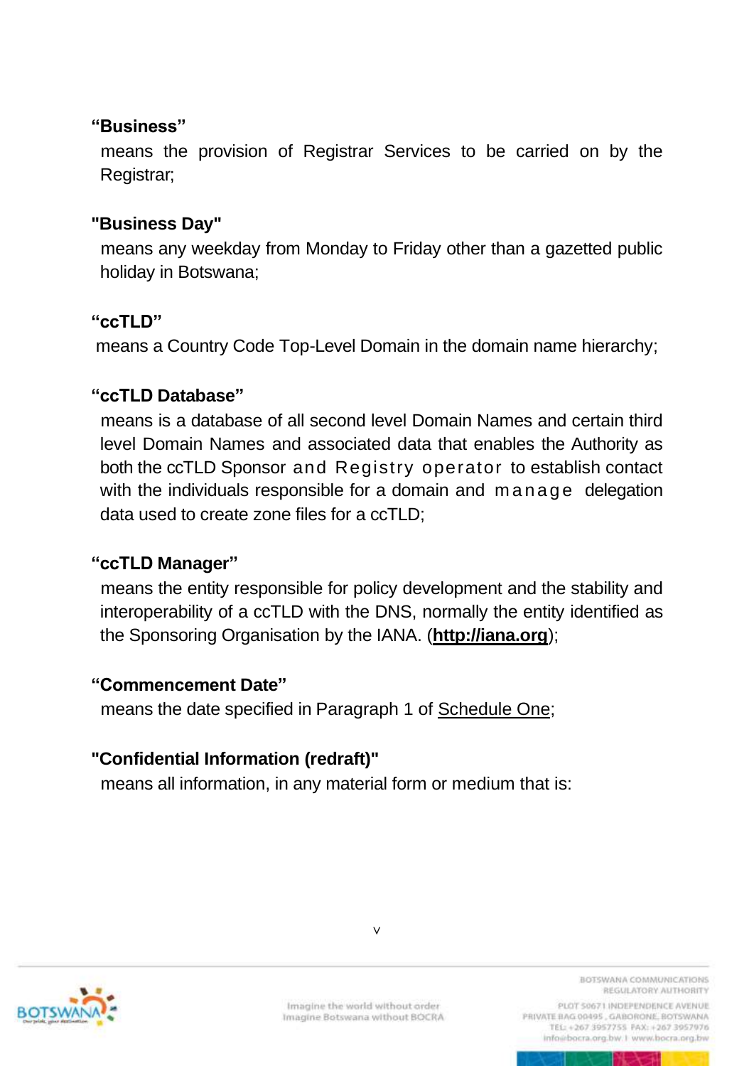**"Business"**

means the provision of Registrar Services to be carried on by the Registrar;

**"Business Day"**

means any weekday from Monday to Friday other than a gazetted public holiday in Botswana;

**"ccTLD"**

means a Country Code Top-Level Domain in the domain name hierarchy;

**"ccTLD Database"**

means is a database of all second level Domain Names and certain third level Domain Names and associated data that enables the Authority as both the ccTLD Sponsor and Registry operator to establish contact with the individuals responsible for a domain and manage delegation data used to create zone files for a ccTLD;

**"ccTLD Manager"**

means the entity responsible for policy development and the stability and interoperability of a ccTLD with the DNS, normally the entity identified as the Sponsoring Organisation by the IANA. (**http://iana.org**);

**"Commencement Date"**

means the date specified in Paragraph 1 of Schedule One;

**"Confidential Information (redraft)"**

means all information, in any material form or medium that is: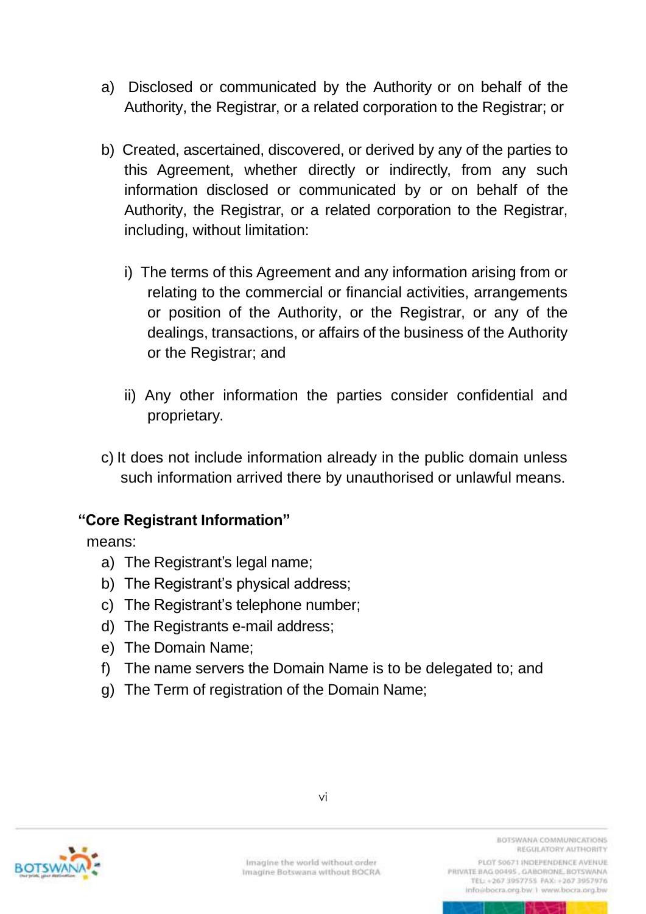a) Disclosed or communicated by the Authority or on behalf of the Authority, the Registrar, or a related corporation to the Registrar; or

b) Created, ascertained, discovered, or derived by any of the parties to this Agreement, whether directly or indirectly, from any such information disclosed or communicated by or on behalf of the Authority, the Registrar, or a related corporation to the Registrar, including, without limitation:

   i) The terms of this Agreement and any information arising from or relating to the commercial or financial activities, arrangements or position of the Authority, or the Registrar, or any of the dealings, transactions, or affairs of the business of the Authority or the Registrar; and

   ii) Any other information the parties consider confidential and proprietary.

c) It does not include information already in the public domain unless such information arrived there by unauthorised or unlawful means.

**"Core Registrant Information"**

means:

a) The Registrant's legal name;
b) The Registrant's physical address;
c) The Registrant's telephone number;
d) The Registrants e-mail address;
e) The Domain Name;
f) The name servers the Domain Name is to be delegated to; and
g) The Term of registration of the Domain Name;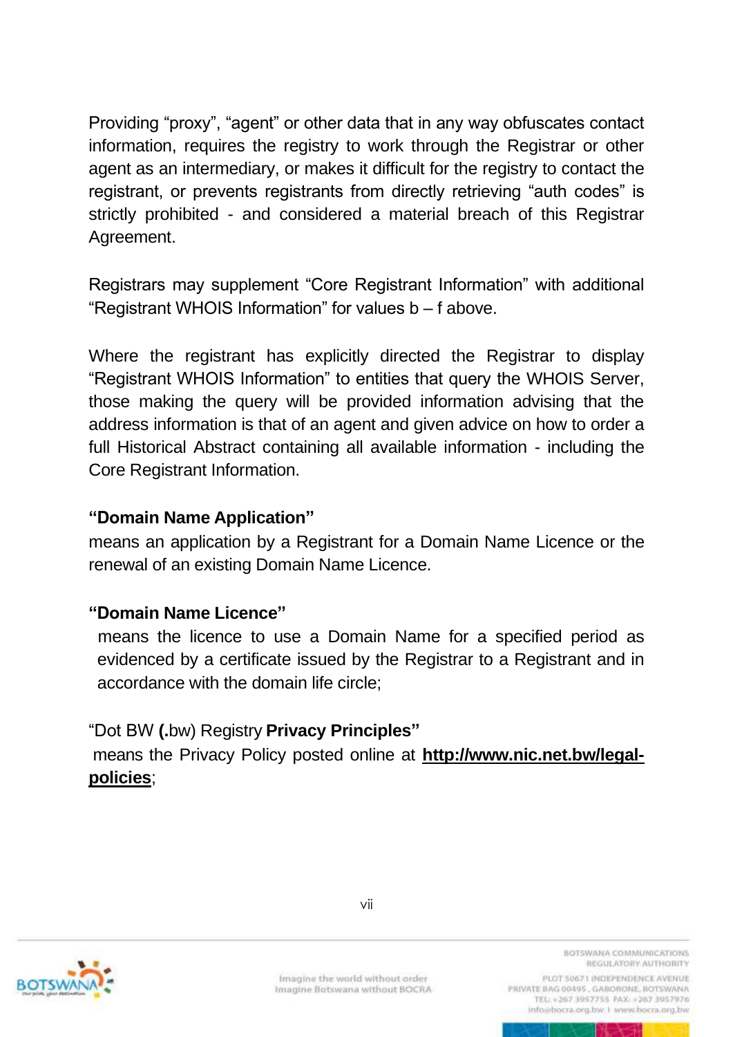Providing "proxy", "agent" or other data that in any way obfuscates contact information, requires the registry to work through the Registrar or other agent as an intermediary, or makes it difficult for the registry to contact the registrant, or prevents registrants from directly retrieving "auth codes" is strictly prohibited - and considered a material breach of this Registrar Agreement.

Registrars may supplement "Core Registrant Information" with additional "Registrant WHOIS Information" for values b – f above.

Where the registrant has explicitly directed the Registrar to display "Registrant WHOIS Information" to entities that query the WHOIS Server, those making the query will be provided information advising that the address information is that of an agent and given advice on how to order a full Historical Abstract containing all available information - including the Core Registrant Information.

**"Domain Name Application"**
means an application by a Registrant for a Domain Name Licence or the renewal of an existing Domain Name Licence.

**"Domain Name Licence"**
means the licence to use a Domain Name for a specified period as evidenced by a certificate issued by the Registrar to a Registrant and in accordance with the domain life circle;

"Dot BW **(.**bw) Registry **Privacy Principles"**
means the Privacy Policy posted online at **http://www.nic.net.bw/legal-policies**;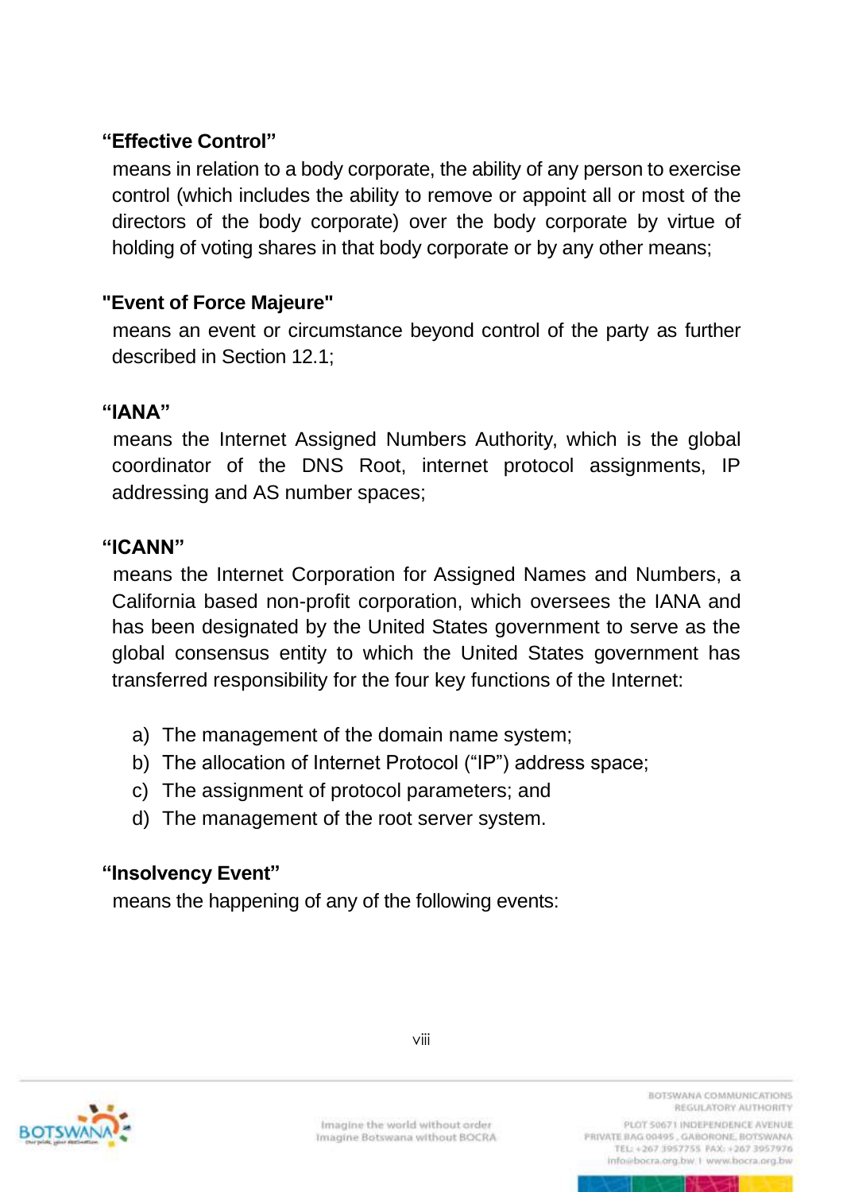**“Effective Control”**

means in relation to a body corporate, the ability of any person to exercise control (which includes the ability to remove or appoint all or most of the directors of the body corporate) over the body corporate by virtue of holding of voting shares in that body corporate or by any other means;

**"Event of Force Majeure"**

means an event or circumstance beyond control of the party as further described in Section 12.1;

**“IANA”**

means the Internet Assigned Numbers Authority, which is the global coordinator of the DNS Root, internet protocol assignments, IP addressing and AS number spaces;

**“ICANN”**

means the Internet Corporation for Assigned Names and Numbers, a California based non-profit corporation, which oversees the IANA and has been designated by the United States government to serve as the global consensus entity to which the United States government has transferred responsibility for the four key functions of the Internet:

a) The management of the domain name system;
b) The allocation of Internet Protocol (“IP”) address space;
c) The assignment of protocol parameters; and
d) The management of the root server system.

**“Insolvency Event”**

means the happening of any of the following events: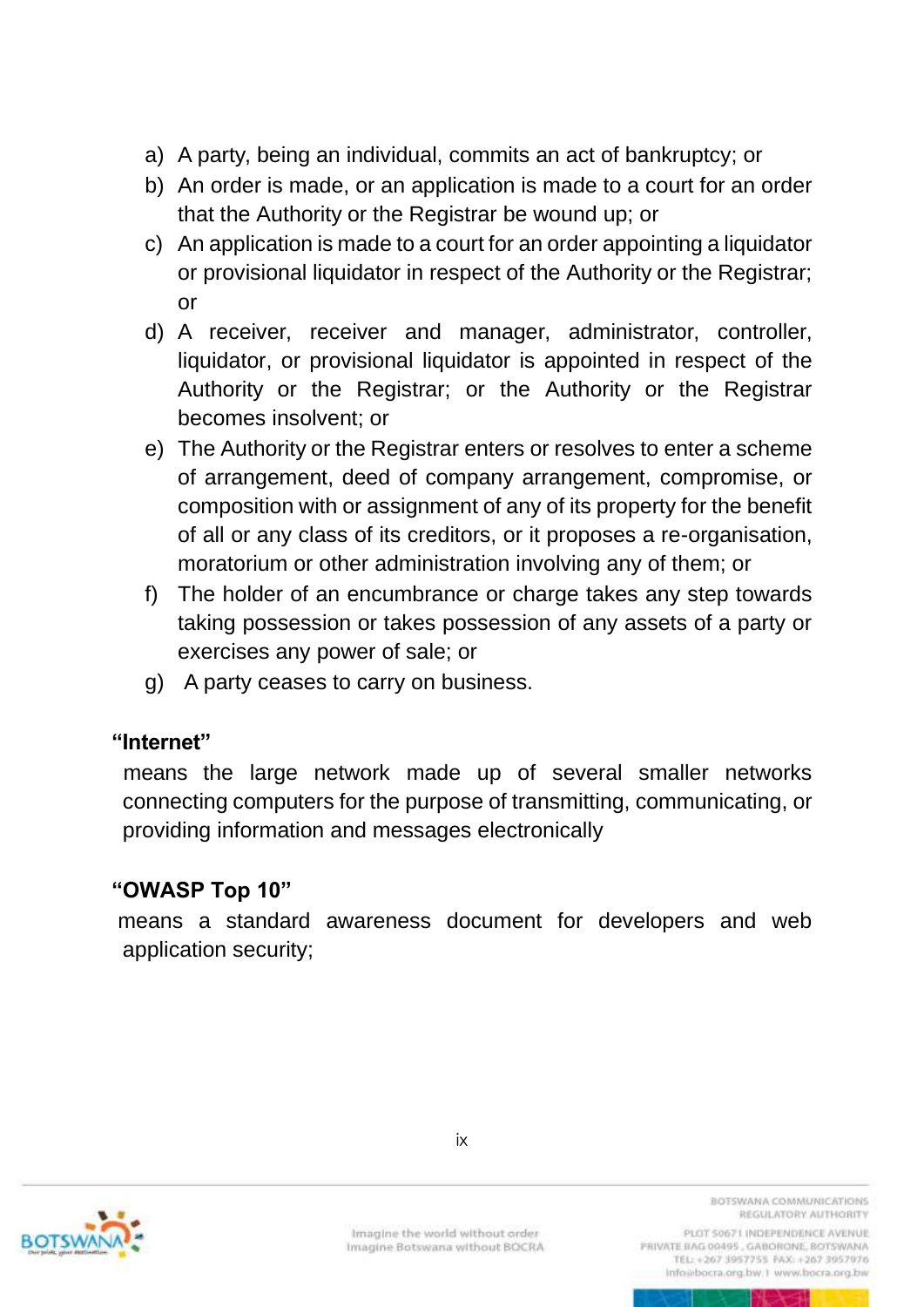a) A party, being an individual, commits an act of bankruptcy; or
b) An order is made, or an application is made to a court for an order that the Authority or the Registrar be wound up; or
c) An application is made to a court for an order appointing a liquidator or provisional liquidator in respect of the Authority or the Registrar; or
d) A receiver, receiver and manager, administrator, controller, liquidator, or provisional liquidator is appointed in respect of the Authority or the Registrar; or the Authority or the Registrar becomes insolvent; or
e) The Authority or the Registrar enters or resolves to enter a scheme of arrangement, deed of company arrangement, compromise, or composition with or assignment of any of its property for the benefit of all or any class of its creditors, or it proposes a re-organisation, moratorium or other administration involving any of them; or
f) The holder of an encumbrance or charge takes any step towards taking possession or takes possession of any assets of a party or exercises any power of sale; or
g) A party ceases to carry on business.

**"Internet"**

means the large network made up of several smaller networks connecting computers for the purpose of transmitting, communicating, or providing information and messages electronically

**"OWASP Top 10"**

means a standard awareness document for developers and web application security;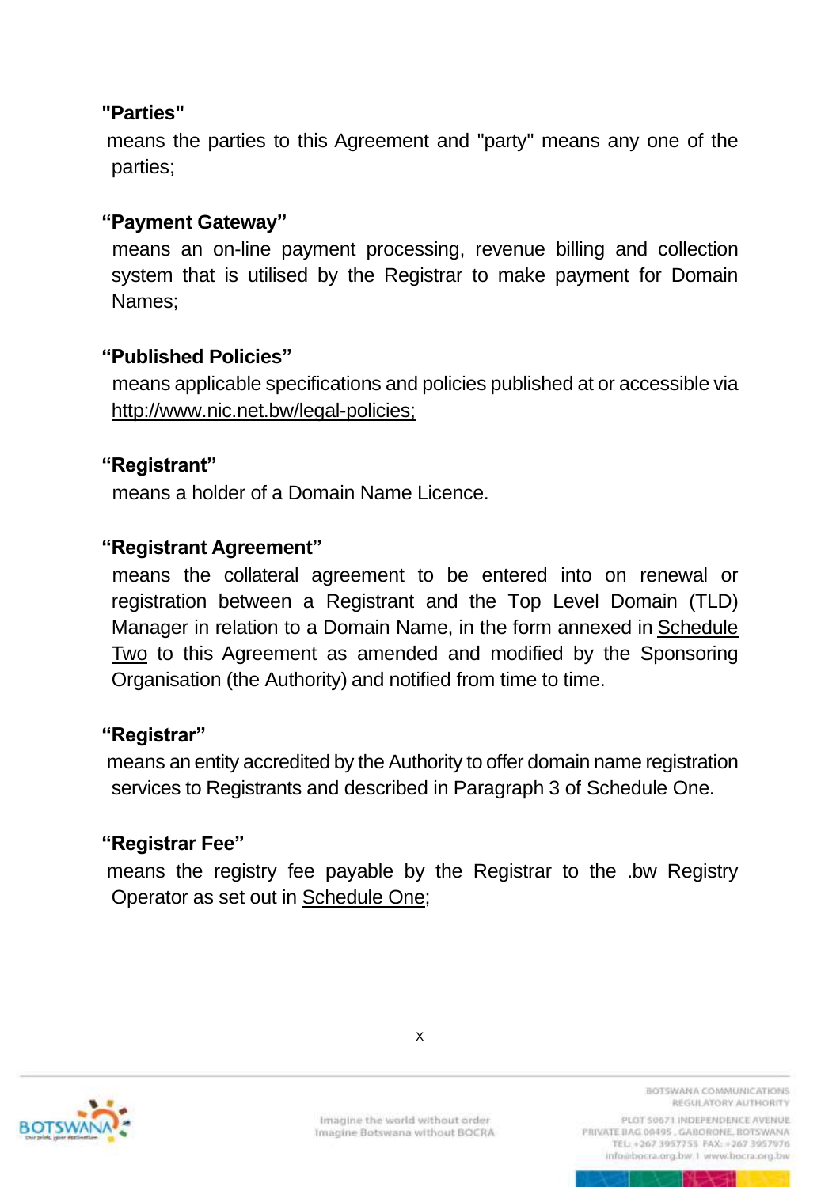**"Parties"**

means the parties to this Agreement and "party" means any one of the parties;

**"Payment Gateway"**

means an on-line payment processing, revenue billing and collection system that is utilised by the Registrar to make payment for Domain Names;

**"Published Policies"**

means applicable specifications and policies published at or accessible via http://www.nic.net.bw/legal-policies;

**"Registrant"**

means a holder of a Domain Name Licence.

**"Registrant Agreement"**

means the collateral agreement to be entered into on renewal or registration between a Registrant and the Top Level Domain (TLD) Manager in relation to a Domain Name, in the form annexed in Schedule Two to this Agreement as amended and modified by the Sponsoring Organisation (the Authority) and notified from time to time.

**"Registrar"**

means an entity accredited by the Authority to offer domain name registration services to Registrants and described in Paragraph 3 of Schedule One.

**"Registrar Fee"**

means the registry fee payable by the Registrar to the .bw Registry Operator as set out in Schedule One;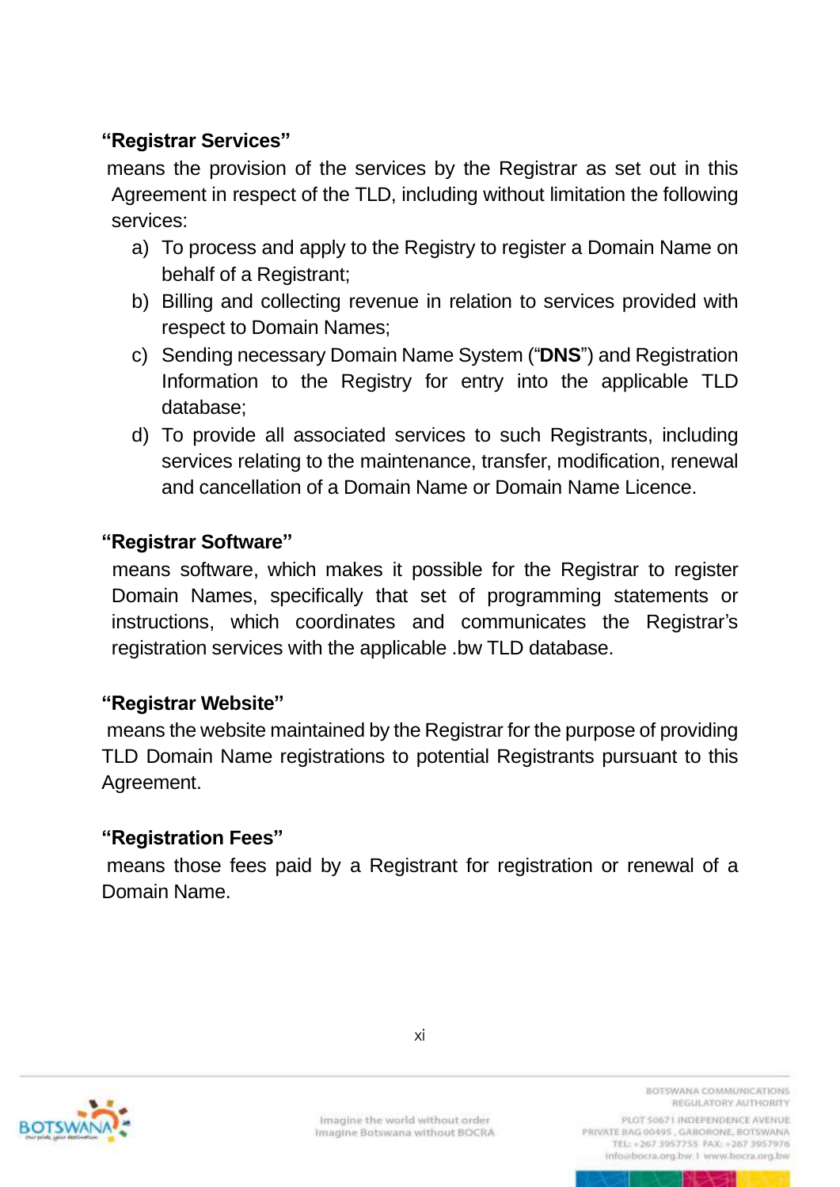**"Registrar Services"**

means the provision of the services by the Registrar as set out in this Agreement in respect of the TLD, including without limitation the following services:

a) To process and apply to the Registry to register a Domain Name on behalf of a Registrant;
b) Billing and collecting revenue in relation to services provided with respect to Domain Names;
c) Sending necessary Domain Name System ("**DNS**") and Registration Information to the Registry for entry into the applicable TLD database;
d) To provide all associated services to such Registrants, including services relating to the maintenance, transfer, modification, renewal and cancellation of a Domain Name or Domain Name Licence.

**"Registrar Software"**

means software, which makes it possible for the Registrar to register Domain Names, specifically that set of programming statements or instructions, which coordinates and communicates the Registrar's registration services with the applicable .bw TLD database.

**"Registrar Website"**

means the website maintained by the Registrar for the purpose of providing TLD Domain Name registrations to potential Registrants pursuant to this Agreement.

**"Registration Fees"**

means those fees paid by a Registrant for registration or renewal of a Domain Name.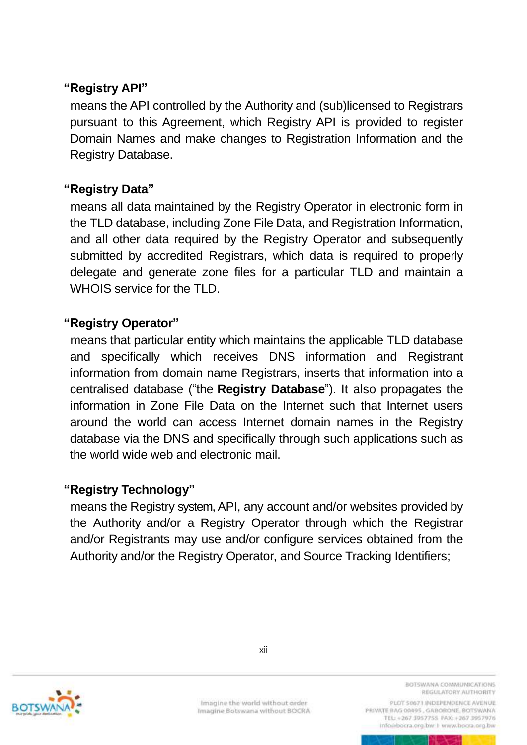**"Registry API"**

means the API controlled by the Authority and (sub)licensed to Registrars pursuant to this Agreement, which Registry API is provided to register Domain Names and make changes to Registration Information and the Registry Database.

**"Registry Data"**

means all data maintained by the Registry Operator in electronic form in the TLD database, including Zone File Data, and Registration Information, and all other data required by the Registry Operator and subsequently submitted by accredited Registrars, which data is required to properly delegate and generate zone files for a particular TLD and maintain a WHOIS service for the TLD.

**"Registry Operator"**

means that particular entity which maintains the applicable TLD database and specifically which receives DNS information and Registrant information from domain name Registrars, inserts that information into a centralised database ("the **Registry Database**"). It also propagates the information in Zone File Data on the Internet such that Internet users around the world can access Internet domain names in the Registry database via the DNS and specifically through such applications such as the world wide web and electronic mail.

**"Registry Technology"**

means the Registry system, API, any account and/or websites provided by the Authority and/or a Registry Operator through which the Registrar and/or Registrants may use and/or configure services obtained from the Authority and/or the Registry Operator, and Source Tracking Identifiers;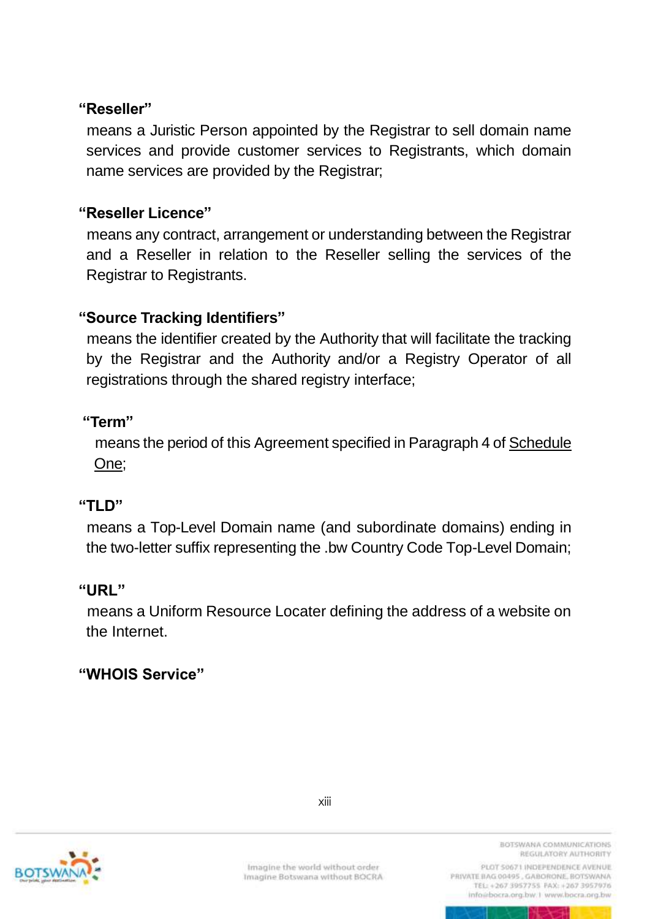**"Reseller"**

means a Juristic Person appointed by the Registrar to sell domain name services and provide customer services to Registrants, which domain name services are provided by the Registrar;

**"Reseller Licence"**

means any contract, arrangement or understanding between the Registrar and a Reseller in relation to the Reseller selling the services of the Registrar to Registrants.

**"Source Tracking Identifiers"**

means the identifier created by the Authority that will facilitate the tracking by the Registrar and the Authority and/or a Registry Operator of all registrations through the shared registry interface;

**"Term"**

means the period of this Agreement specified in Paragraph 4 of Schedule One;

**"TLD"**

means a Top-Level Domain name (and subordinate domains) ending in the two-letter suffix representing the .bw Country Code Top-Level Domain;

**"URL"**

means a Uniform Resource Locater defining the address of a website on the Internet.

**"WHOIS Service"**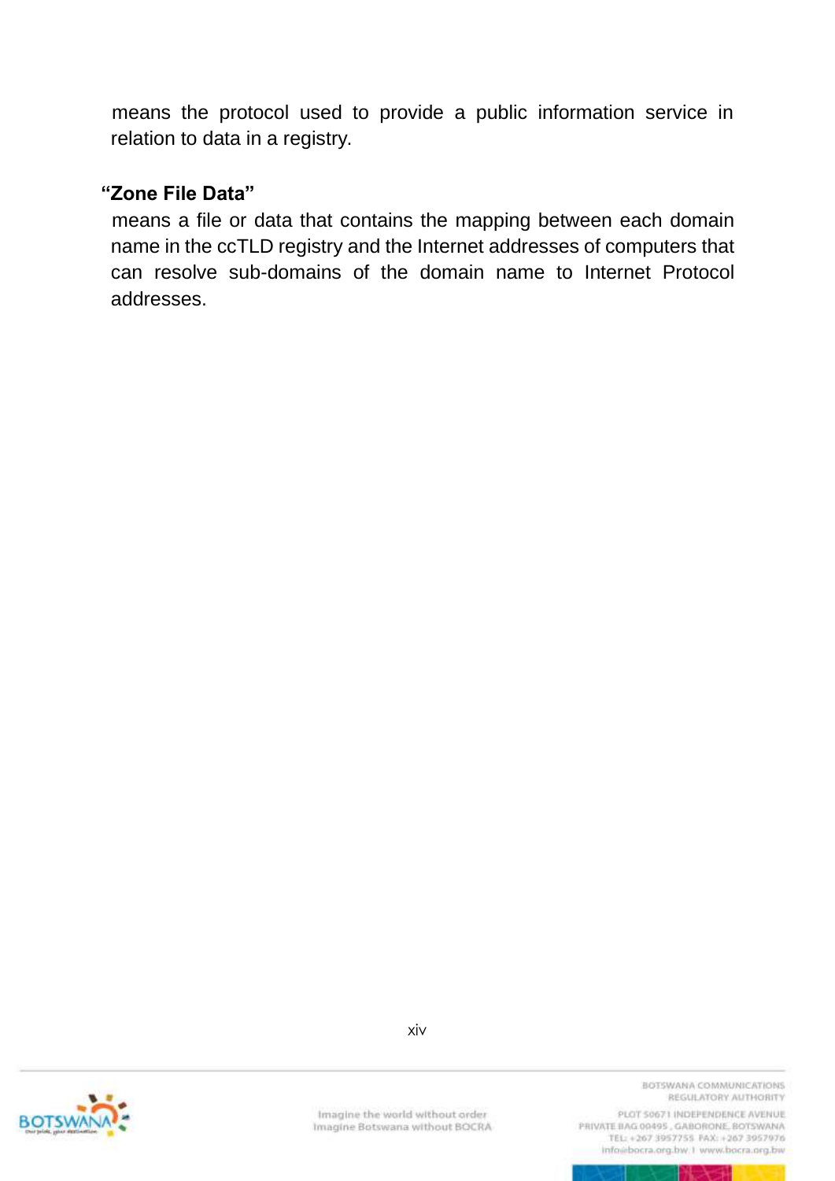means the protocol used to provide a public information service in relation to data in a registry.

**"Zone File Data"**

means a file or data that contains the mapping between each domain name in the ccTLD registry and the Internet addresses of computers that can resolve sub-domains of the domain name to Internet Protocol addresses.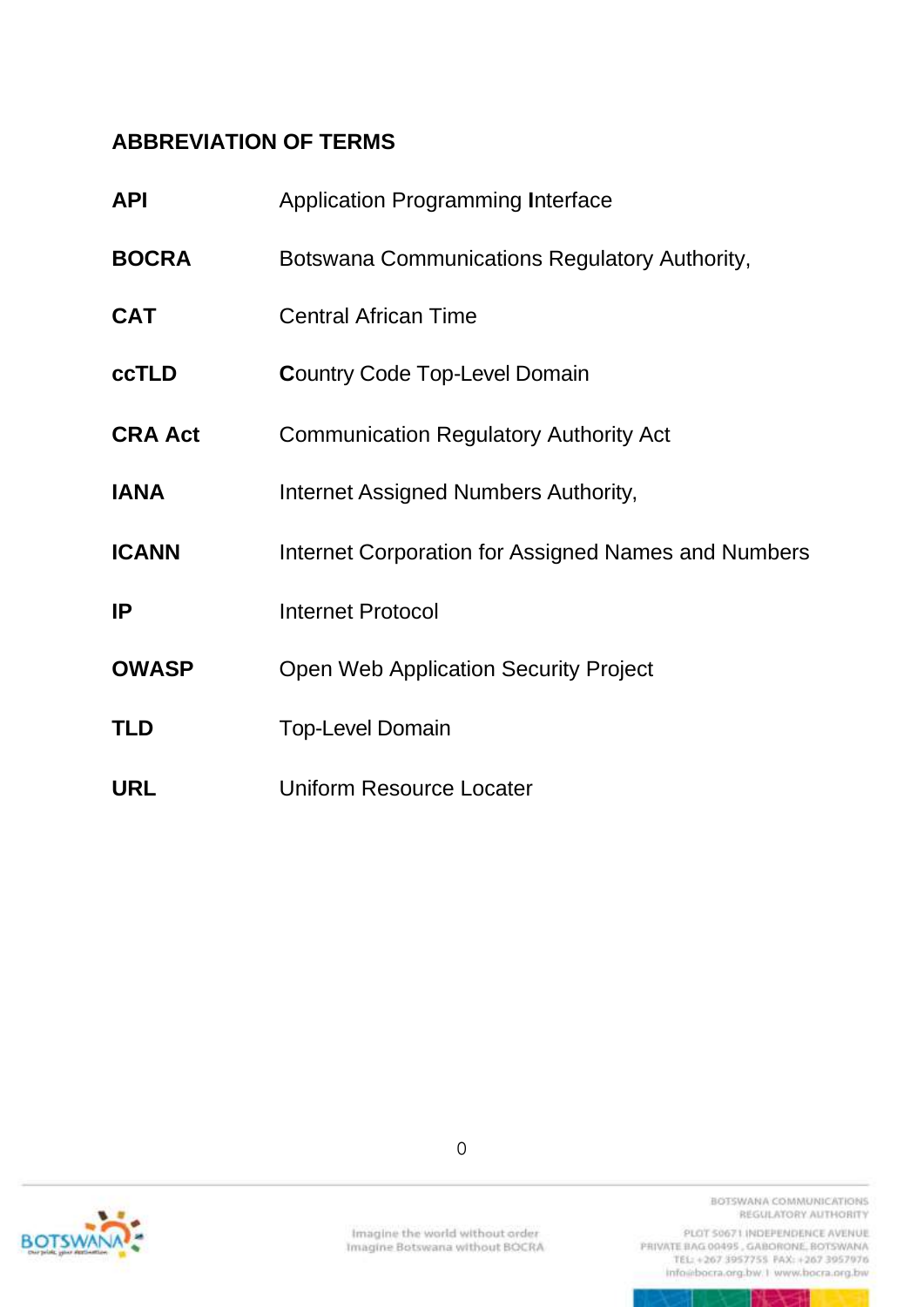## ABBREVIATION OF TERMS

| | |
|---|---|
| **API** | Application Programming **I**nterface |
| **BOCRA** | Botswana Communications Regulatory Authority, |
| **CAT** | Central African Time |
| **ccTLD** | **C**ountry Code Top-Level Domain |
| **CRA Act** | Communication Regulatory Authority Act |
| **IANA** | Internet Assigned Numbers Authority, |
| **ICANN** | Internet Corporation for Assigned Names and Numbers |
| **IP** | Internet Protocol |
| **OWASP** | Open Web Application Security Project |
| **TLD** | Top-Level Domain |
| **URL** | Uniform Resource Locater |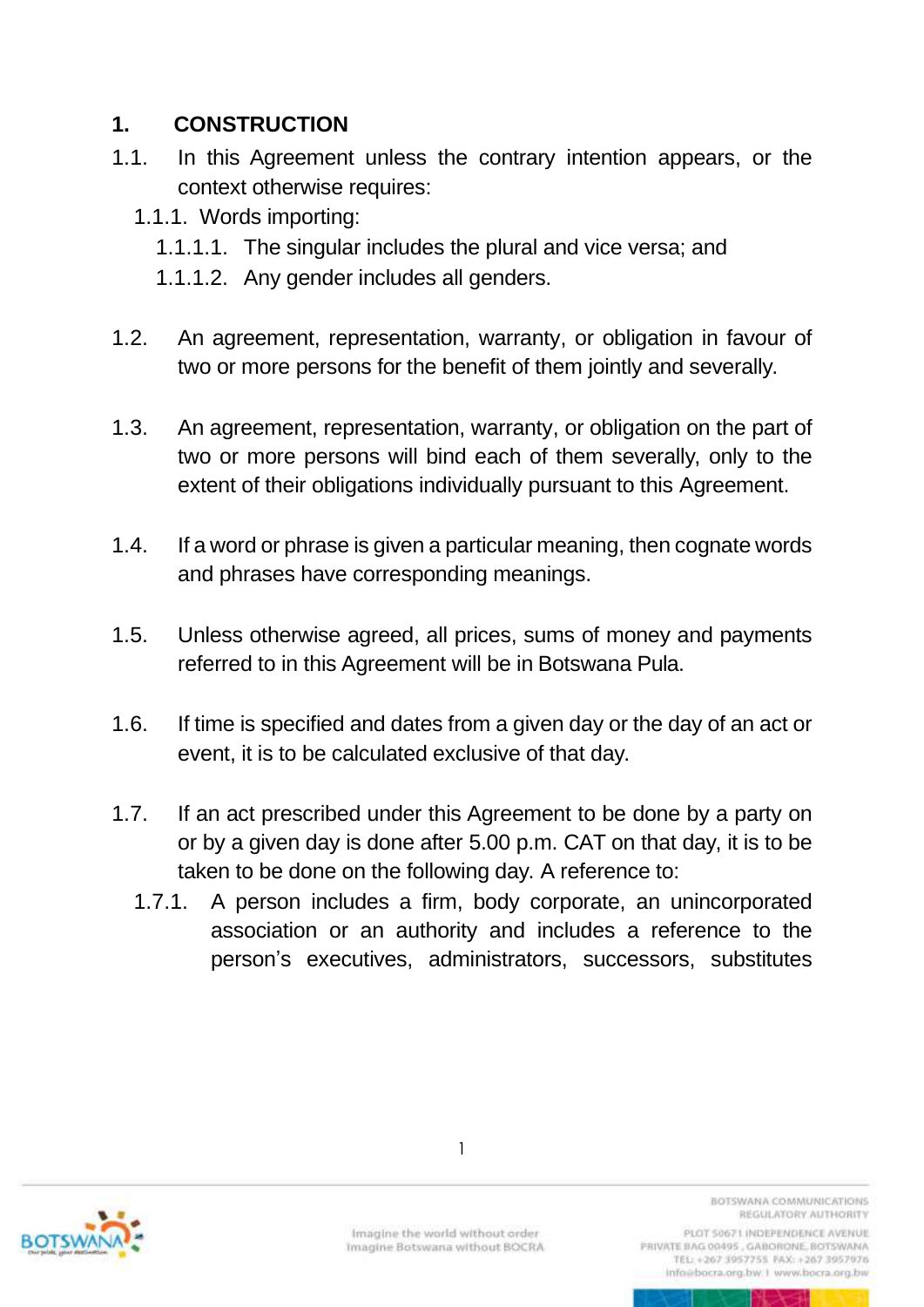## 1. CONSTRUCTION

1.1. In this Agreement unless the contrary intention appears, or the context otherwise requires:

1.1.1. Words importing:

1.1.1.1. The singular includes the plural and vice versa; and

1.1.1.2. Any gender includes all genders.

1.2. An agreement, representation, warranty, or obligation in favour of two or more persons for the benefit of them jointly and severally.

1.3. An agreement, representation, warranty, or obligation on the part of two or more persons will bind each of them severally, only to the extent of their obligations individually pursuant to this Agreement.

1.4. If a word or phrase is given a particular meaning, then cognate words and phrases have corresponding meanings.

1.5. Unless otherwise agreed, all prices, sums of money and payments referred to in this Agreement will be in Botswana Pula.

1.6. If time is specified and dates from a given day or the day of an act or event, it is to be calculated exclusive of that day.

1.7. If an act prescribed under this Agreement to be done by a party on or by a given day is done after 5.00 p.m. CAT on that day, it is to be taken to be done on the following day. A reference to:

1.7.1. A person includes a firm, body corporate, an unincorporated association or an authority and includes a reference to the person's executives, administrators, successors, substitutes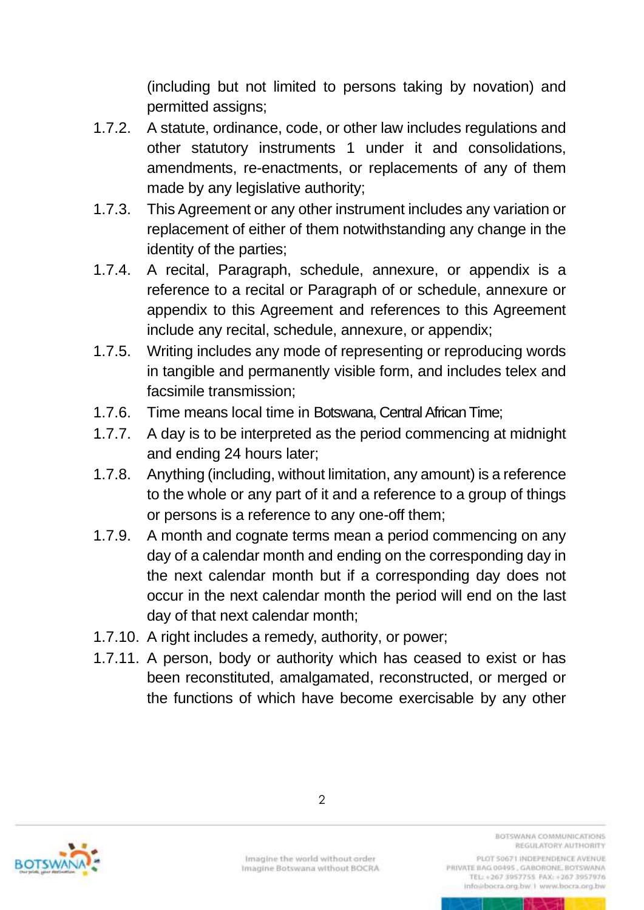(including but not limited to persons taking by novation) and permitted assigns;

1.7.2. A statute, ordinance, code, or other law includes regulations and other statutory instruments 1 under it and consolidations, amendments, re-enactments, or replacements of any of them made by any legislative authority;

1.7.3. This Agreement or any other instrument includes any variation or replacement of either of them notwithstanding any change in the identity of the parties;

1.7.4. A recital, Paragraph, schedule, annexure, or appendix is a reference to a recital or Paragraph of or schedule, annexure or appendix to this Agreement and references to this Agreement include any recital, schedule, annexure, or appendix;

1.7.5. Writing includes any mode of representing or reproducing words in tangible and permanently visible form, and includes telex and facsimile transmission;

1.7.6. Time means local time in Botswana, Central African Time;

1.7.7. A day is to be interpreted as the period commencing at midnight and ending 24 hours later;

1.7.8. Anything (including, without limitation, any amount) is a reference to the whole or any part of it and a reference to a group of things or persons is a reference to any one-off them;

1.7.9. A month and cognate terms mean a period commencing on any day of a calendar month and ending on the corresponding day in the next calendar month but if a corresponding day does not occur in the next calendar month the period will end on the last day of that next calendar month;

1.7.10. A right includes a remedy, authority, or power;

1.7.11. A person, body or authority which has ceased to exist or has been reconstituted, amalgamated, reconstructed, or merged or the functions of which have become exercisable by any other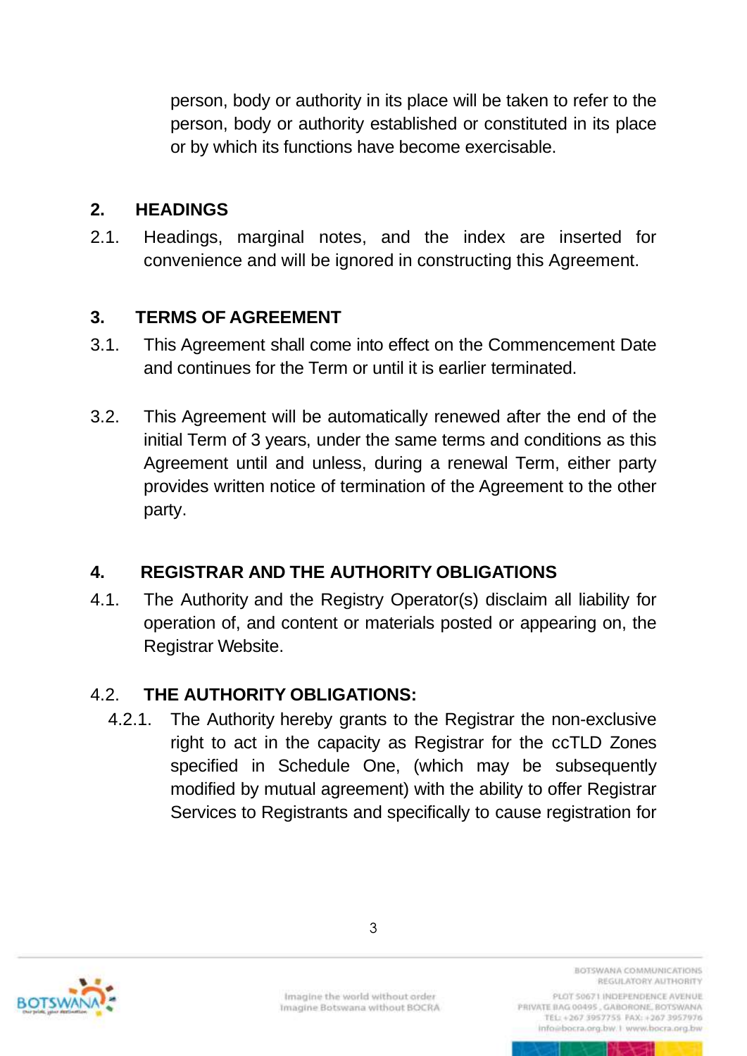person, body or authority in its place will be taken to refer to the person, body or authority established or constituted in its place or by which its functions have become exercisable.

## 2. HEADINGS

2.1. Headings, marginal notes, and the index are inserted for convenience and will be ignored in constructing this Agreement.

## 3. TERMS OF AGREEMENT

3.1. This Agreement shall come into effect on the Commencement Date and continues for the Term or until it is earlier terminated.

3.2. This Agreement will be automatically renewed after the end of the initial Term of 3 years, under the same terms and conditions as this Agreement until and unless, during a renewal Term, either party provides written notice of termination of the Agreement to the other party.

## 4. REGISTRAR AND THE AUTHORITY OBLIGATIONS

4.1. The Authority and the Registry Operator(s) disclaim all liability for operation of, and content or materials posted or appearing on, the Registrar Website.

### 4.2. THE AUTHORITY OBLIGATIONS:

4.2.1. The Authority hereby grants to the Registrar the non-exclusive right to act in the capacity as Registrar for the ccTLD Zones specified in Schedule One, (which may be subsequently modified by mutual agreement) with the ability to offer Registrar Services to Registrants and specifically to cause registration for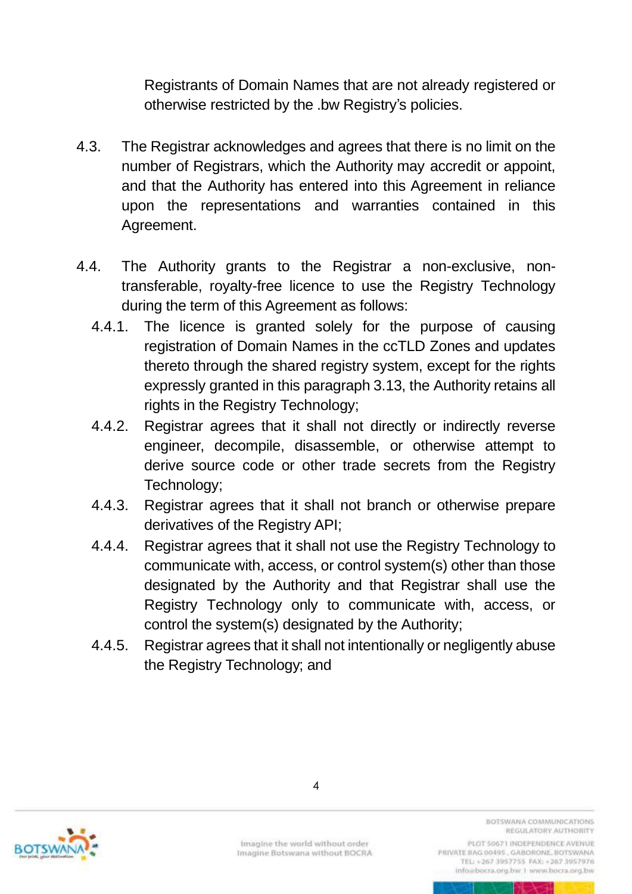Registrants of Domain Names that are not already registered or otherwise restricted by the .bw Registry's policies.

4.3. The Registrar acknowledges and agrees that there is no limit on the number of Registrars, which the Authority may accredit or appoint, and that the Authority has entered into this Agreement in reliance upon the representations and warranties contained in this Agreement.

4.4. The Authority grants to the Registrar a non-exclusive, non-transferable, royalty-free licence to use the Registry Technology during the term of this Agreement as follows:

4.4.1. The licence is granted solely for the purpose of causing registration of Domain Names in the ccTLD Zones and updates thereto through the shared registry system, except for the rights expressly granted in this paragraph 3.13, the Authority retains all rights in the Registry Technology;

4.4.2. Registrar agrees that it shall not directly or indirectly reverse engineer, decompile, disassemble, or otherwise attempt to derive source code or other trade secrets from the Registry Technology;

4.4.3. Registrar agrees that it shall not branch or otherwise prepare derivatives of the Registry API;

4.4.4. Registrar agrees that it shall not use the Registry Technology to communicate with, access, or control system(s) other than those designated by the Authority and that Registrar shall use the Registry Technology only to communicate with, access, or control the system(s) designated by the Authority;

4.4.5. Registrar agrees that it shall not intentionally or negligently abuse the Registry Technology; and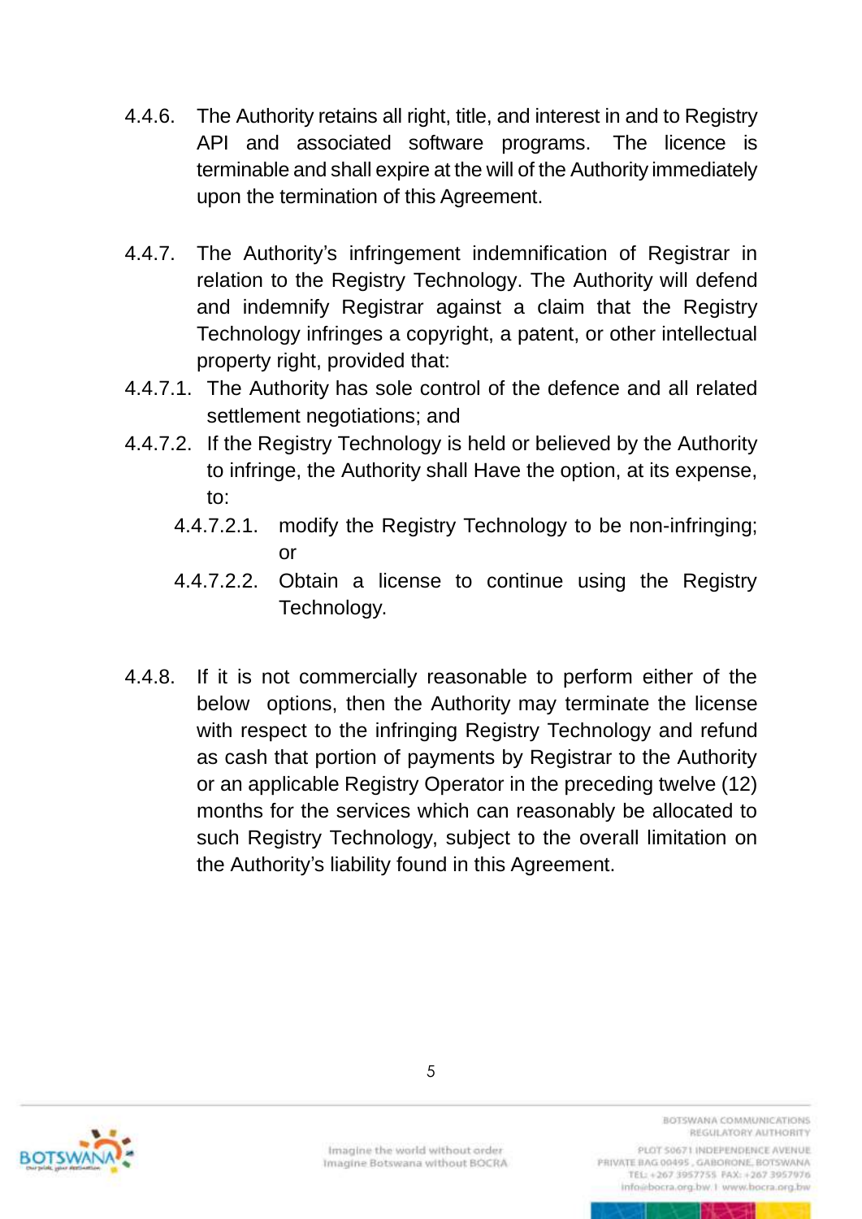4.4.6. The Authority retains all right, title, and interest in and to Registry API and associated software programs. The licence is terminable and shall expire at the will of the Authority immediately upon the termination of this Agreement.

4.4.7. The Authority's infringement indemnification of Registrar in relation to the Registry Technology. The Authority will defend and indemnify Registrar against a claim that the Registry Technology infringes a copyright, a patent, or other intellectual property right, provided that:

4.4.7.1. The Authority has sole control of the defence and all related settlement negotiations; and

4.4.7.2. If the Registry Technology is held or believed by the Authority to infringe, the Authority shall Have the option, at its expense, to:

- 4.4.7.2.1. modify the Registry Technology to be non-infringing; or
- 4.4.7.2.2. Obtain a license to continue using the Registry Technology.

4.4.8. If it is not commercially reasonable to perform either of the below options, then the Authority may terminate the license with respect to the infringing Registry Technology and refund as cash that portion of payments by Registrar to the Authority or an applicable Registry Operator in the preceding twelve (12) months for the services which can reasonably be allocated to such Registry Technology, subject to the overall limitation on the Authority's liability found in this Agreement.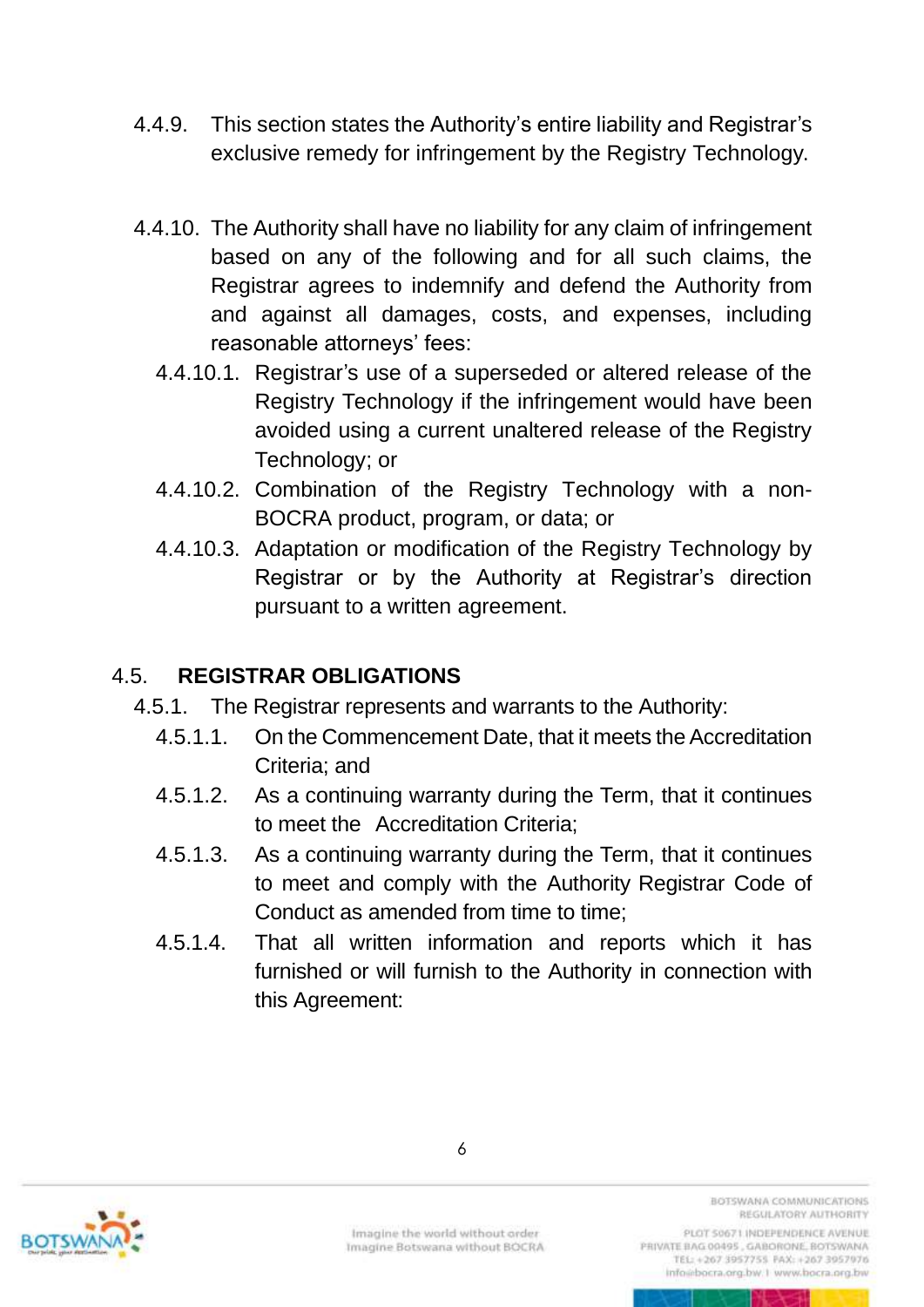4.4.9. This section states the Authority's entire liability and Registrar's exclusive remedy for infringement by the Registry Technology.

4.4.10. The Authority shall have no liability for any claim of infringement based on any of the following and for all such claims, the Registrar agrees to indemnify and defend the Authority from and against all damages, costs, and expenses, including reasonable attorneys' fees:

4.4.10.1. Registrar's use of a superseded or altered release of the Registry Technology if the infringement would have been avoided using a current unaltered release of the Registry Technology; or

4.4.10.2. Combination of the Registry Technology with a non-BOCRA product, program, or data; or

4.4.10.3. Adaptation or modification of the Registry Technology by Registrar or by the Authority at Registrar's direction pursuant to a written agreement.

## 4.5. REGISTRAR OBLIGATIONS

4.5.1. The Registrar represents and warrants to the Authority:

4.5.1.1. On the Commencement Date, that it meets the Accreditation Criteria; and

4.5.1.2. As a continuing warranty during the Term, that it continues to meet the Accreditation Criteria;

4.5.1.3. As a continuing warranty during the Term, that it continues to meet and comply with the Authority Registrar Code of Conduct as amended from time to time;

4.5.1.4. That all written information and reports which it has furnished or will furnish to the Authority in connection with this Agreement: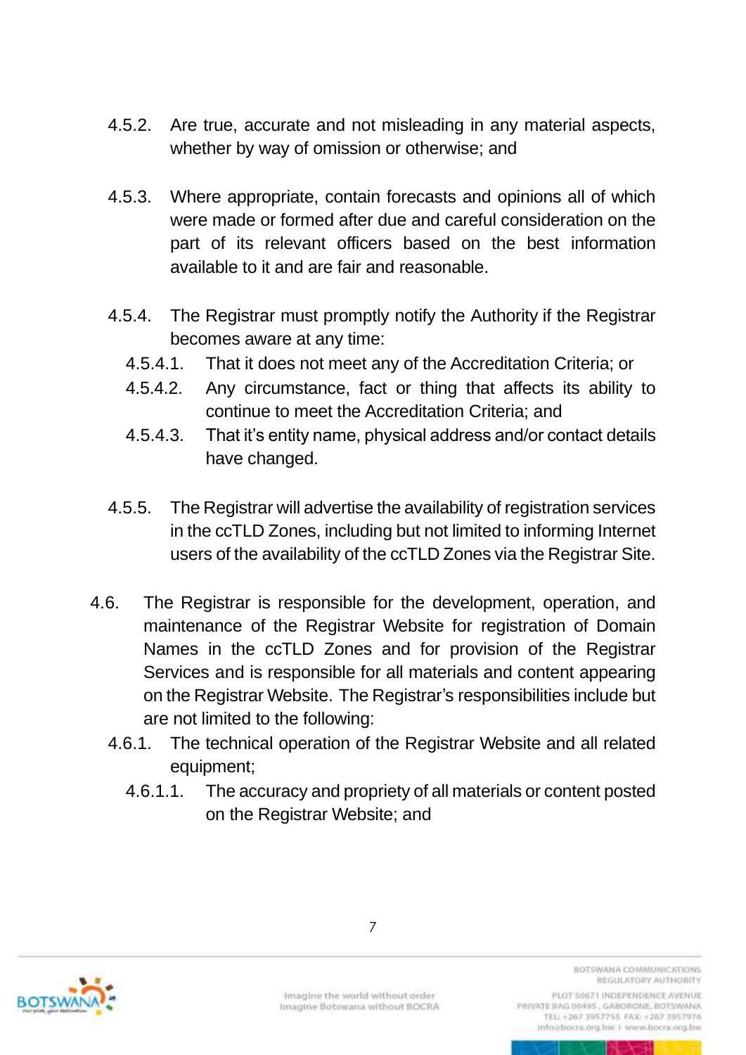4.5.2. Are true, accurate and not misleading in any material aspects, whether by way of omission or otherwise; and

4.5.3. Where appropriate, contain forecasts and opinions all of which were made or formed after due and careful consideration on the part of its relevant officers based on the best information available to it and are fair and reasonable.

4.5.4. The Registrar must promptly notify the Authority if the Registrar becomes aware at any time:

4.5.4.1. That it does not meet any of the Accreditation Criteria; or

4.5.4.2. Any circumstance, fact or thing that affects its ability to continue to meet the Accreditation Criteria; and

4.5.4.3. That it's entity name, physical address and/or contact details have changed.

4.5.5. The Registrar will advertise the availability of registration services in the ccTLD Zones, including but not limited to informing Internet users of the availability of the ccTLD Zones via the Registrar Site.

4.6. The Registrar is responsible for the development, operation, and maintenance of the Registrar Website for registration of Domain Names in the ccTLD Zones and for provision of the Registrar Services and is responsible for all materials and content appearing on the Registrar Website. The Registrar's responsibilities include but are not limited to the following:

4.6.1. The technical operation of the Registrar Website and all related equipment;

4.6.1.1. The accuracy and propriety of all materials or content posted on the Registrar Website; and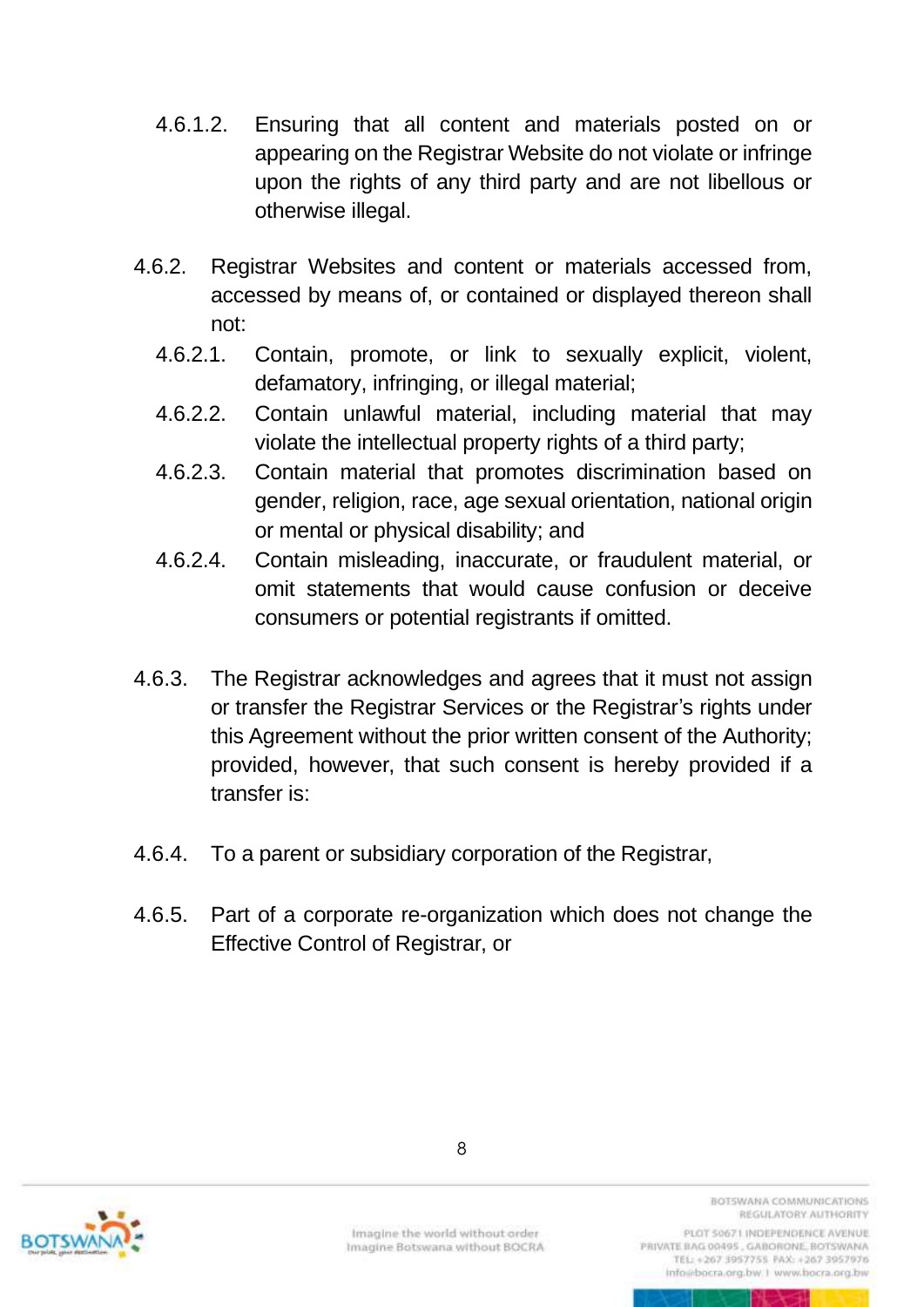4.6.1.2. Ensuring that all content and materials posted on or appearing on the Registrar Website do not violate or infringe upon the rights of any third party and are not libellous or otherwise illegal.

4.6.2. Registrar Websites and content or materials accessed from, accessed by means of, or contained or displayed thereon shall not:

4.6.2.1. Contain, promote, or link to sexually explicit, violent, defamatory, infringing, or illegal material;

4.6.2.2. Contain unlawful material, including material that may violate the intellectual property rights of a third party;

4.6.2.3. Contain material that promotes discrimination based on gender, religion, race, age sexual orientation, national origin or mental or physical disability; and

4.6.2.4. Contain misleading, inaccurate, or fraudulent material, or omit statements that would cause confusion or deceive consumers or potential registrants if omitted.

4.6.3. The Registrar acknowledges and agrees that it must not assign or transfer the Registrar Services or the Registrar's rights under this Agreement without the prior written consent of the Authority; provided, however, that such consent is hereby provided if a transfer is:

4.6.4. To a parent or subsidiary corporation of the Registrar,

4.6.5. Part of a corporate re-organization which does not change the Effective Control of Registrar, or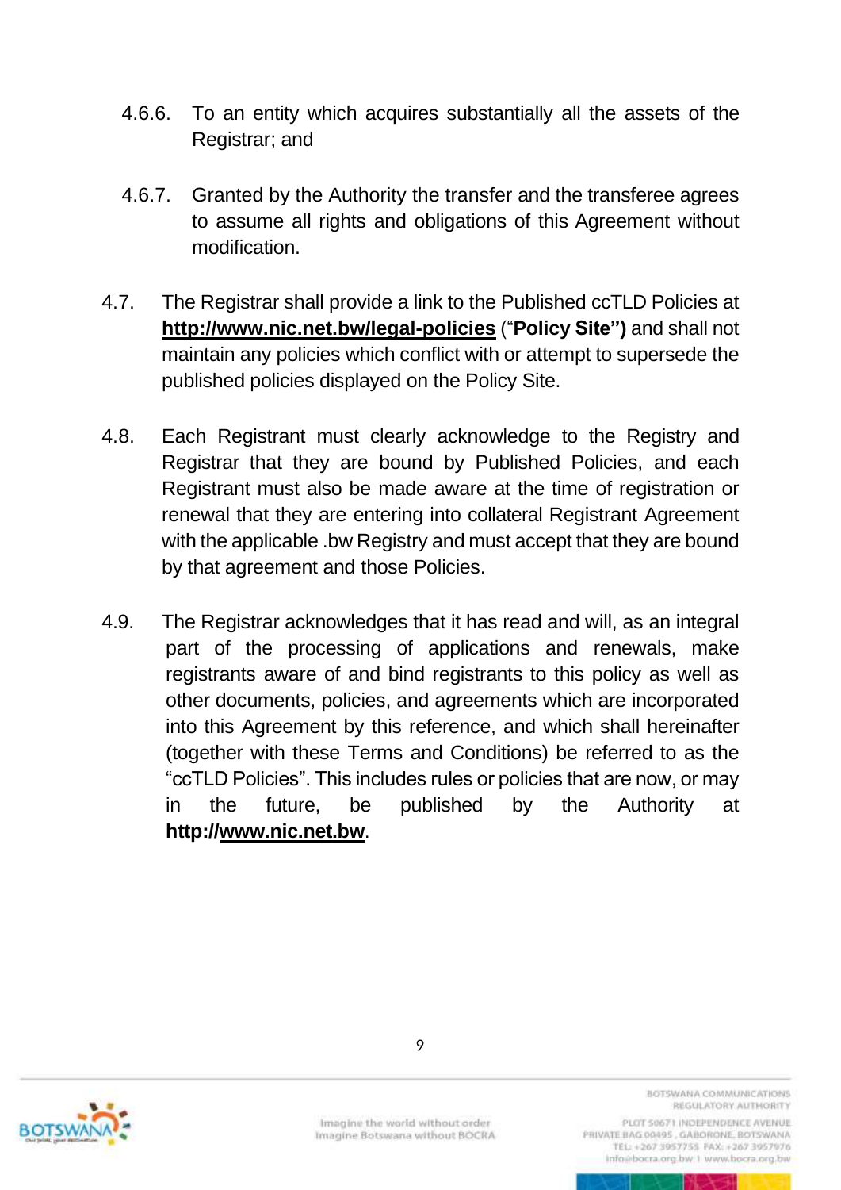4.6.6. To an entity which acquires substantially all the assets of the Registrar; and

4.6.7. Granted by the Authority the transfer and the transferee agrees to assume all rights and obligations of this Agreement without modification.

4.7. The Registrar shall provide a link to the Published ccTLD Policies at **http://www.nic.net.bw/legal-policies** ("**Policy Site")** and shall not maintain any policies which conflict with or attempt to supersede the published policies displayed on the Policy Site.

4.8. Each Registrant must clearly acknowledge to the Registry and Registrar that they are bound by Published Policies, and each Registrant must also be made aware at the time of registration or renewal that they are entering into collateral Registrant Agreement with the applicable .bw Registry and must accept that they are bound by that agreement and those Policies.

4.9. The Registrar acknowledges that it has read and will, as an integral part of the processing of applications and renewals, make registrants aware of and bind registrants to this policy as well as other documents, policies, and agreements which are incorporated into this Agreement by this reference, and which shall hereinafter (together with these Terms and Conditions) be referred to as the "ccTLD Policies". This includes rules or policies that are now, or may in the future, be published by the Authority at **http://www.nic.net.bw**.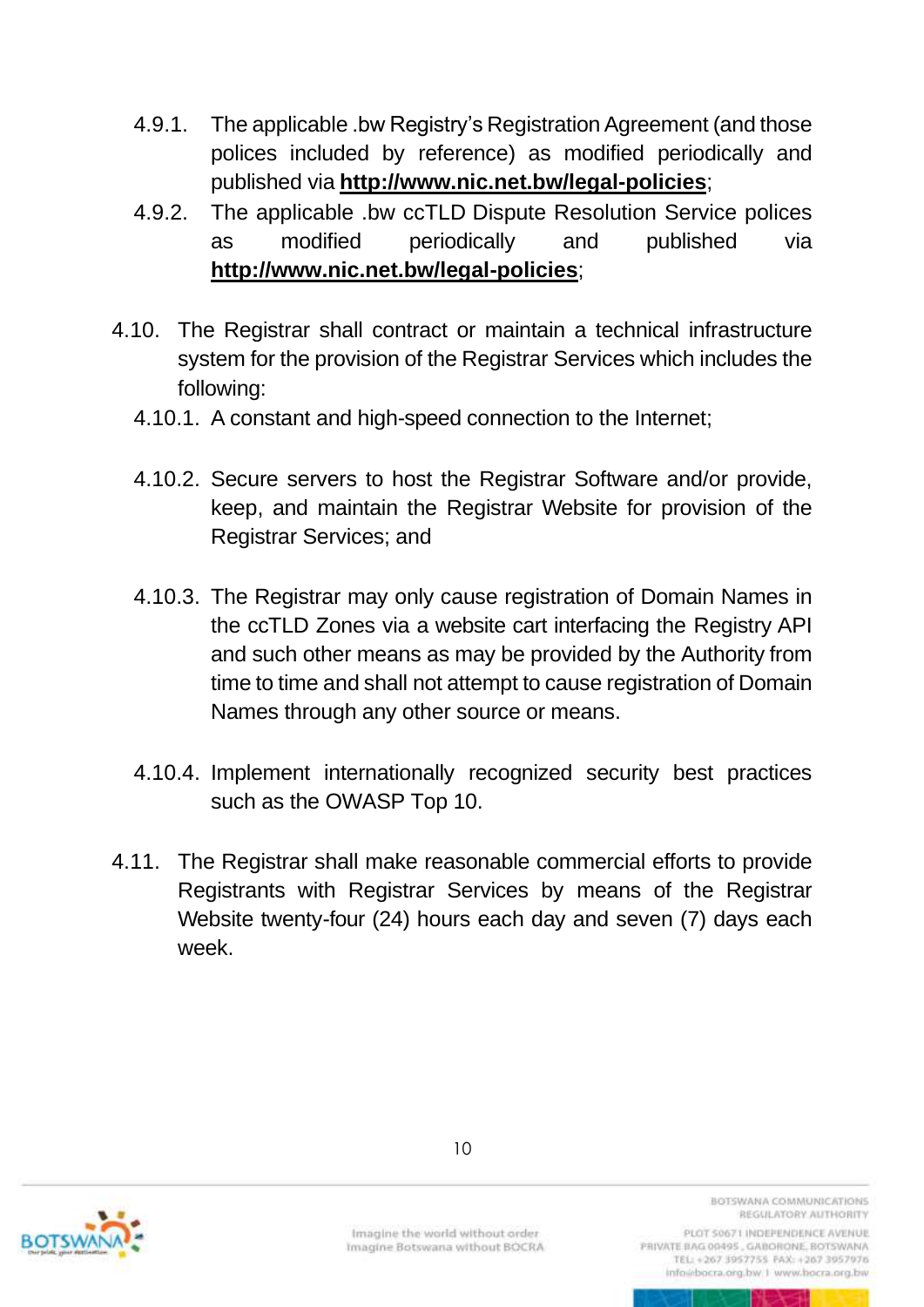4.9.1. The applicable .bw Registry's Registration Agreement (and those polices included by reference) as modified periodically and published via **http://www.nic.net.bw/legal-policies**;

4.9.2. The applicable .bw ccTLD Dispute Resolution Service polices as modified periodically and published via **http://www.nic.net.bw/legal-policies**;

4.10. The Registrar shall contract or maintain a technical infrastructure system for the provision of the Registrar Services which includes the following:

4.10.1. A constant and high-speed connection to the Internet;

4.10.2. Secure servers to host the Registrar Software and/or provide, keep, and maintain the Registrar Website for provision of the Registrar Services; and

4.10.3. The Registrar may only cause registration of Domain Names in the ccTLD Zones via a website cart interfacing the Registry API and such other means as may be provided by the Authority from time to time and shall not attempt to cause registration of Domain Names through any other source or means.

4.10.4. Implement internationally recognized security best practices such as the OWASP Top 10.

4.11. The Registrar shall make reasonable commercial efforts to provide Registrants with Registrar Services by means of the Registrar Website twenty-four (24) hours each day and seven (7) days each week.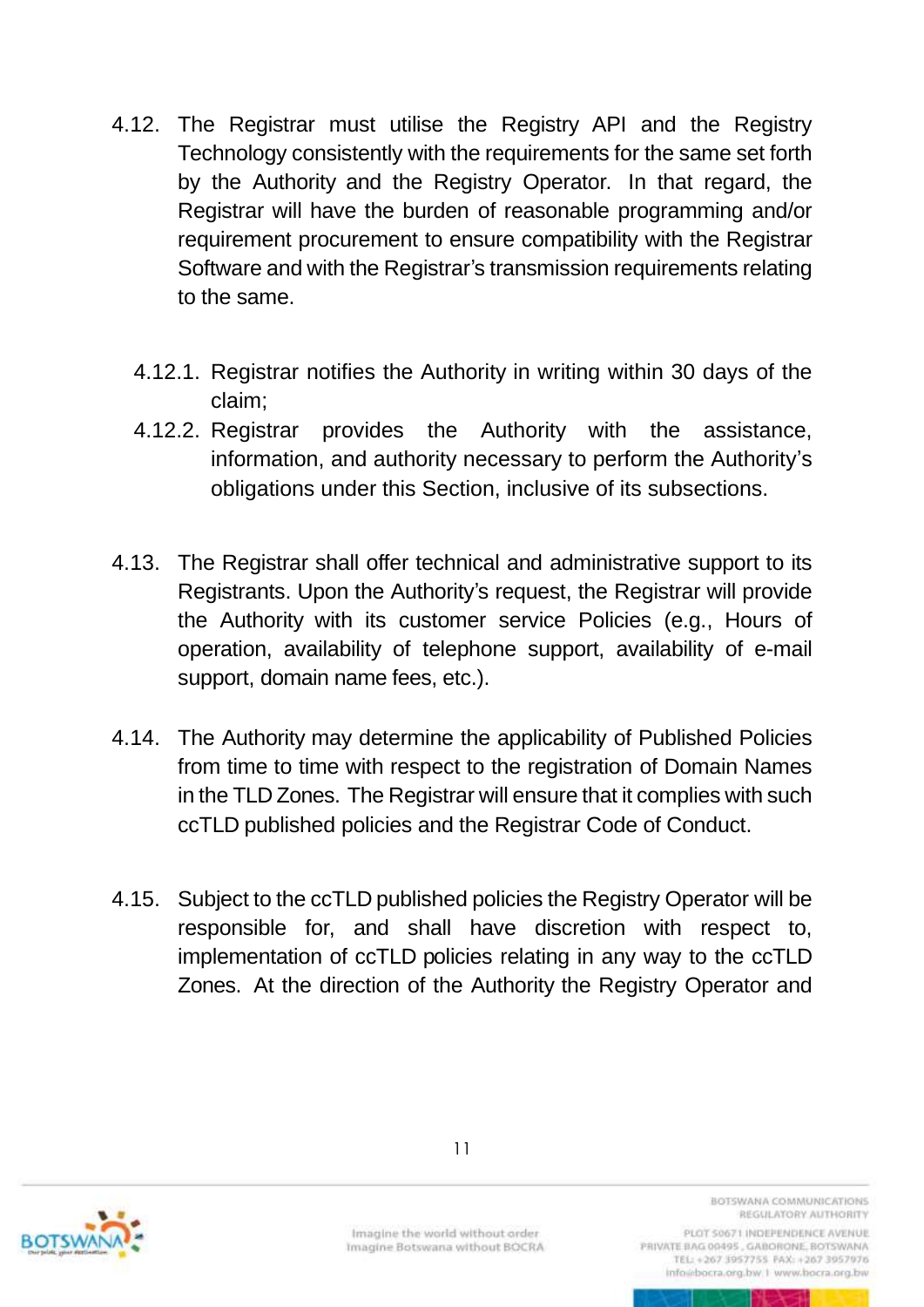4.12. The Registrar must utilise the Registry API and the Registry Technology consistently with the requirements for the same set forth by the Authority and the Registry Operator. In that regard, the Registrar will have the burden of reasonable programming and/or requirement procurement to ensure compatibility with the Registrar Software and with the Registrar's transmission requirements relating to the same.

   4.12.1. Registrar notifies the Authority in writing within 30 days of the claim;

   4.12.2. Registrar provides the Authority with the assistance, information, and authority necessary to perform the Authority's obligations under this Section, inclusive of its subsections.

4.13. The Registrar shall offer technical and administrative support to its Registrants. Upon the Authority's request, the Registrar will provide the Authority with its customer service Policies (e.g., Hours of operation, availability of telephone support, availability of e-mail support, domain name fees, etc.).

4.14. The Authority may determine the applicability of Published Policies from time to time with respect to the registration of Domain Names in the TLD Zones. The Registrar will ensure that it complies with such ccTLD published policies and the Registrar Code of Conduct.

4.15. Subject to the ccTLD published policies the Registry Operator will be responsible for, and shall have discretion with respect to, implementation of ccTLD policies relating in any way to the ccTLD Zones. At the direction of the Authority the Registry Operator and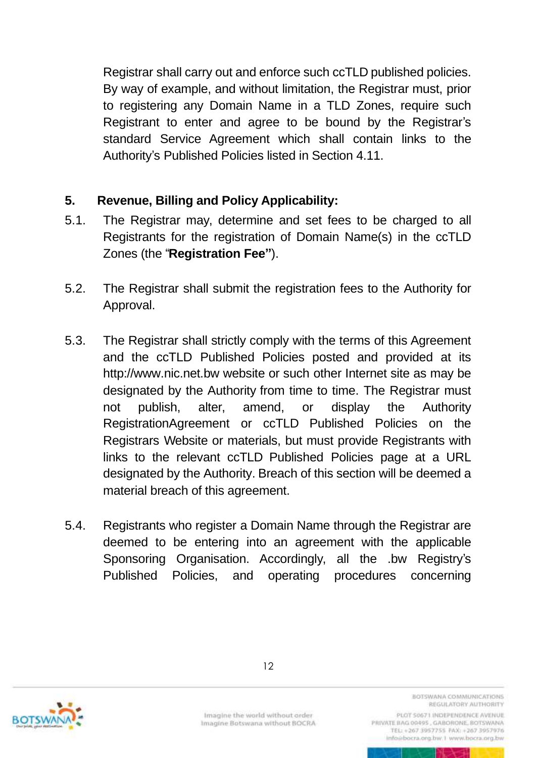Registrar shall carry out and enforce such ccTLD published policies. By way of example, and without limitation, the Registrar must, prior to registering any Domain Name in a TLD Zones, require such Registrant to enter and agree to be bound by the Registrar's standard Service Agreement which shall contain links to the Authority's Published Policies listed in Section 4.11.

## 5. Revenue, Billing and Policy Applicability:

5.1. The Registrar may, determine and set fees to be charged to all Registrants for the registration of Domain Name(s) in the ccTLD Zones (the "**Registration Fee"**).

5.2. The Registrar shall submit the registration fees to the Authority for Approval.

5.3. The Registrar shall strictly comply with the terms of this Agreement and the ccTLD Published Policies posted and provided at its http://www.nic.net.bw website or such other Internet site as may be designated by the Authority from time to time. The Registrar must not publish, alter, amend, or display the Authority RegistrationAgreement or ccTLD Published Policies on the Registrars Website or materials, but must provide Registrants with links to the relevant ccTLD Published Policies page at a URL designated by the Authority. Breach of this section will be deemed a material breach of this agreement.

5.4. Registrants who register a Domain Name through the Registrar are deemed to be entering into an agreement with the applicable Sponsoring Organisation. Accordingly, all the .bw Registry's Published Policies, and operating procedures concerning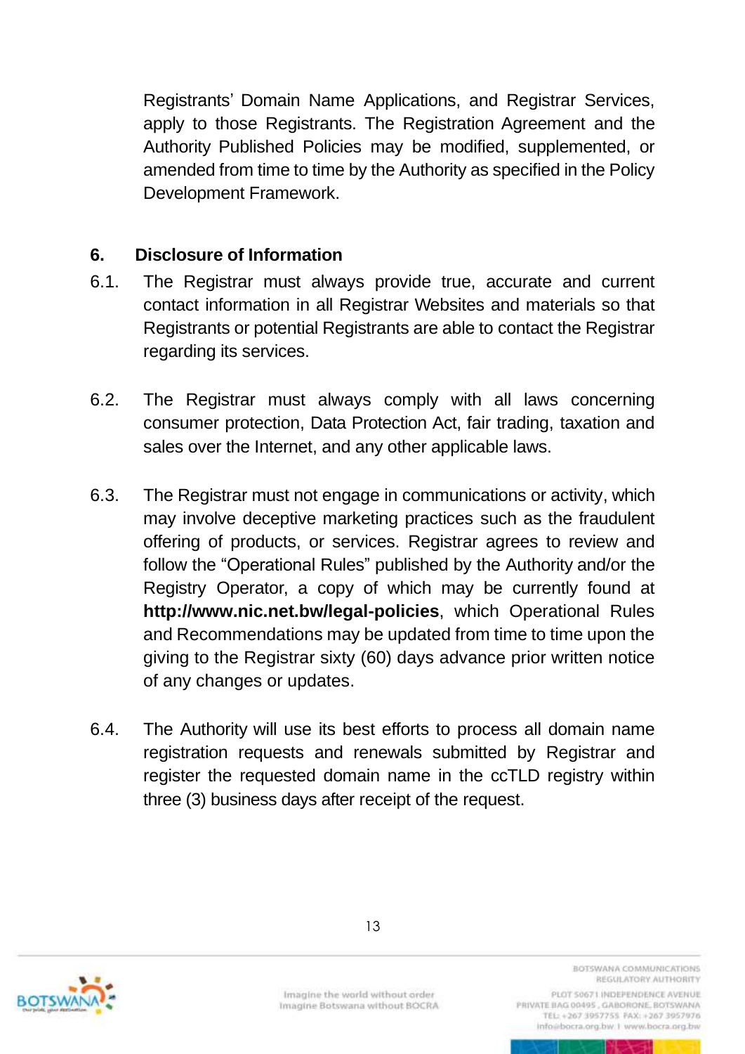Registrants' Domain Name Applications, and Registrar Services, apply to those Registrants. The Registration Agreement and the Authority Published Policies may be modified, supplemented, or amended from time to time by the Authority as specified in the Policy Development Framework.

## 6. Disclosure of Information

6.1. The Registrar must always provide true, accurate and current contact information in all Registrar Websites and materials so that Registrants or potential Registrants are able to contact the Registrar regarding its services.

6.2. The Registrar must always comply with all laws concerning consumer protection, Data Protection Act, fair trading, taxation and sales over the Internet, and any other applicable laws.

6.3. The Registrar must not engage in communications or activity, which may involve deceptive marketing practices such as the fraudulent offering of products, or services. Registrar agrees to review and follow the "Operational Rules" published by the Authority and/or the Registry Operator, a copy of which may be currently found at **http://www.nic.net.bw/legal-policies**, which Operational Rules and Recommendations may be updated from time to time upon the giving to the Registrar sixty (60) days advance prior written notice of any changes or updates.

6.4. The Authority will use its best efforts to process all domain name registration requests and renewals submitted by Registrar and register the requested domain name in the ccTLD registry within three (3) business days after receipt of the request.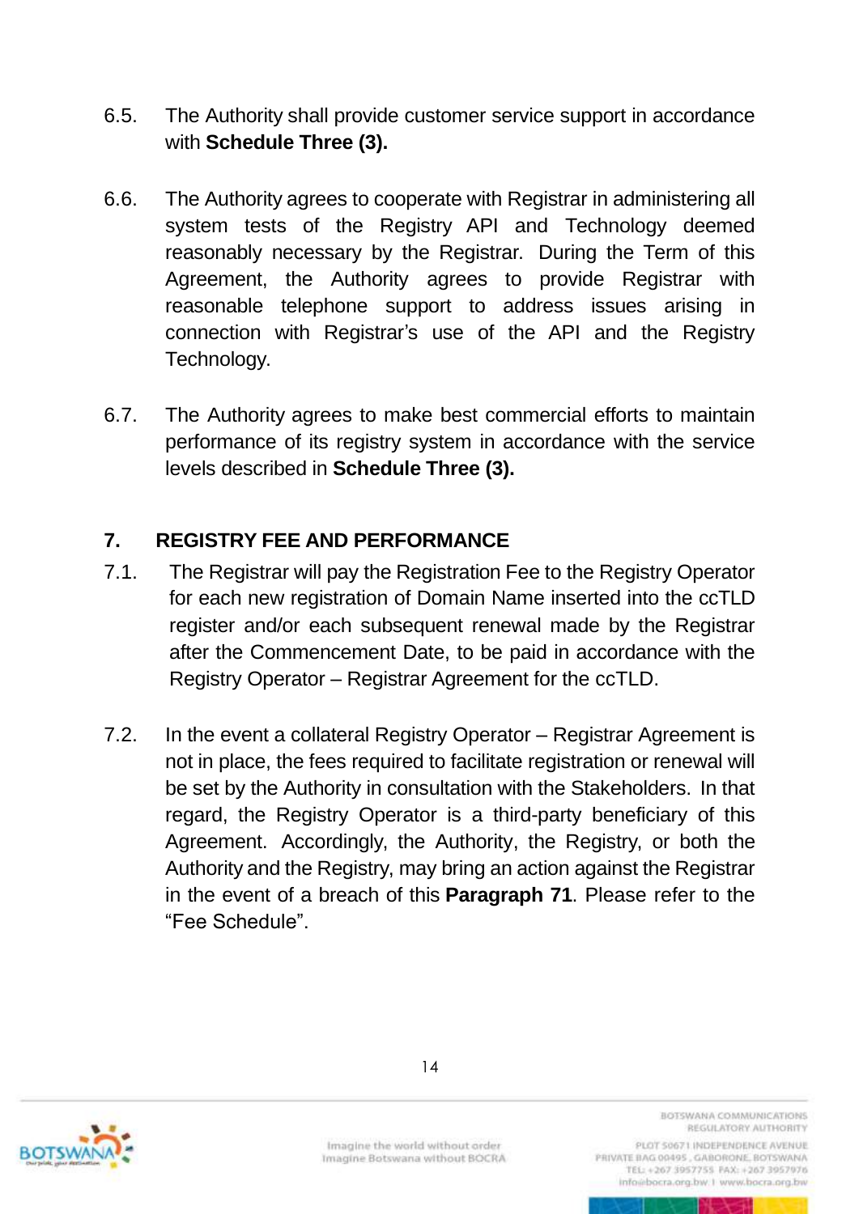6.5. The Authority shall provide customer service support in accordance with **Schedule Three (3).**

6.6. The Authority agrees to cooperate with Registrar in administering all system tests of the Registry API and Technology deemed reasonably necessary by the Registrar. During the Term of this Agreement, the Authority agrees to provide Registrar with reasonable telephone support to address issues arising in connection with Registrar's use of the API and the Registry Technology.

6.7. The Authority agrees to make best commercial efforts to maintain performance of its registry system in accordance with the service levels described in **Schedule Three (3).**

## 7. REGISTRY FEE AND PERFORMANCE

7.1. The Registrar will pay the Registration Fee to the Registry Operator for each new registration of Domain Name inserted into the ccTLD register and/or each subsequent renewal made by the Registrar after the Commencement Date, to be paid in accordance with the Registry Operator – Registrar Agreement for the ccTLD.

7.2. In the event a collateral Registry Operator – Registrar Agreement is not in place, the fees required to facilitate registration or renewal will be set by the Authority in consultation with the Stakeholders. In that regard, the Registry Operator is a third-party beneficiary of this Agreement. Accordingly, the Authority, the Registry, or both the Authority and the Registry, may bring an action against the Registrar in the event of a breach of this **Paragraph 71**. Please refer to the "Fee Schedule".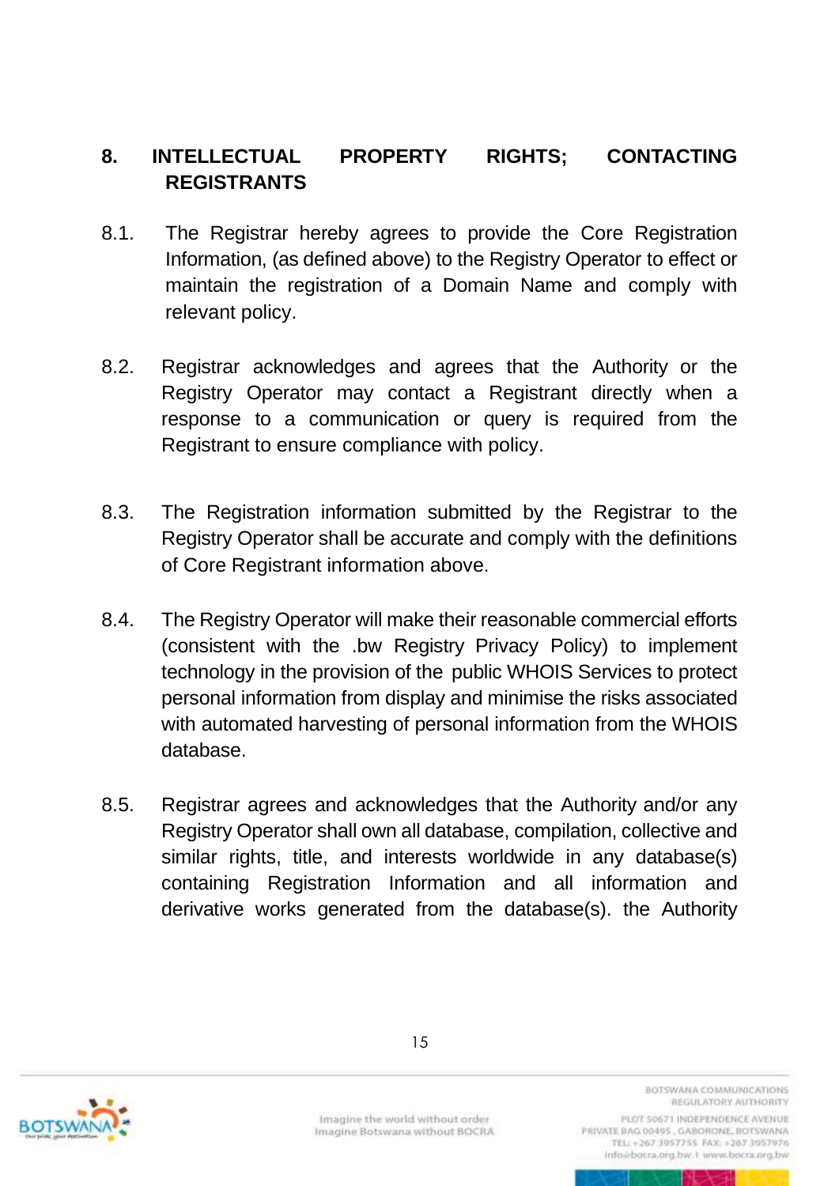## 8. INTELLECTUAL PROPERTY RIGHTS; CONTACTING REGISTRANTS

8.1. The Registrar hereby agrees to provide the Core Registration Information, (as defined above) to the Registry Operator to effect or maintain the registration of a Domain Name and comply with relevant policy.

8.2. Registrar acknowledges and agrees that the Authority or the Registry Operator may contact a Registrant directly when a response to a communication or query is required from the Registrant to ensure compliance with policy.

8.3. The Registration information submitted by the Registrar to the Registry Operator shall be accurate and comply with the definitions of Core Registrant information above.

8.4. The Registry Operator will make their reasonable commercial efforts (consistent with the .bw Registry Privacy Policy) to implement technology in the provision of the public WHOIS Services to protect personal information from display and minimise the risks associated with automated harvesting of personal information from the WHOIS database.

8.5. Registrar agrees and acknowledges that the Authority and/or any Registry Operator shall own all database, compilation, collective and similar rights, title, and interests worldwide in any database(s) containing Registration Information and all information and derivative works generated from the database(s). the Authority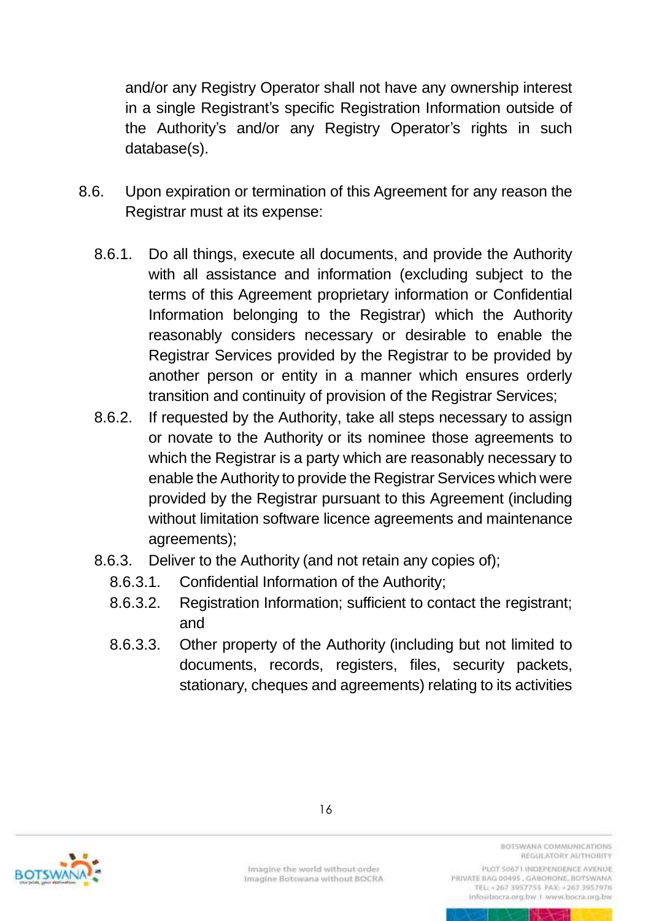and/or any Registry Operator shall not have any ownership interest in a single Registrant's specific Registration Information outside of the Authority's and/or any Registry Operator's rights in such database(s).

8.6. Upon expiration or termination of this Agreement for any reason the Registrar must at its expense:

8.6.1. Do all things, execute all documents, and provide the Authority with all assistance and information (excluding subject to the terms of this Agreement proprietary information or Confidential Information belonging to the Registrar) which the Authority reasonably considers necessary or desirable to enable the Registrar Services provided by the Registrar to be provided by another person or entity in a manner which ensures orderly transition and continuity of provision of the Registrar Services;

8.6.2. If requested by the Authority, take all steps necessary to assign or novate to the Authority or its nominee those agreements to which the Registrar is a party which are reasonably necessary to enable the Authority to provide the Registrar Services which were provided by the Registrar pursuant to this Agreement (including without limitation software licence agreements and maintenance agreements);

8.6.3. Deliver to the Authority (and not retain any copies of);

8.6.3.1. Confidential Information of the Authority;

8.6.3.2. Registration Information; sufficient to contact the registrant; and

8.6.3.3. Other property of the Authority (including but not limited to documents, records, registers, files, security packets, stationary, cheques and agreements) relating to its activities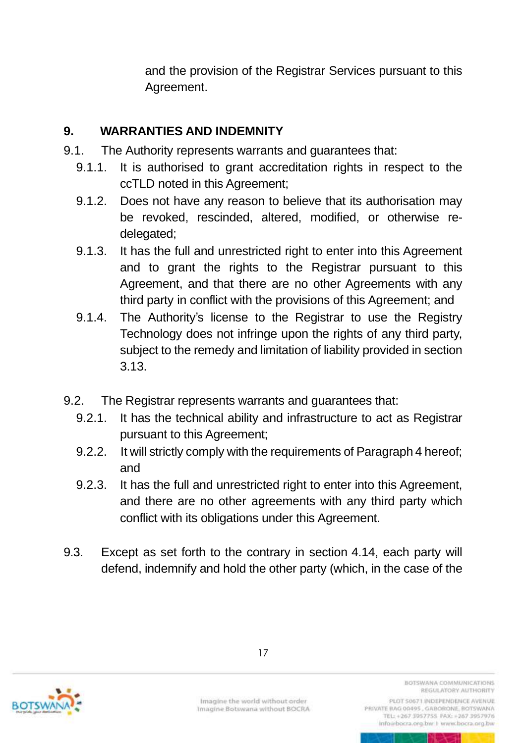and the provision of the Registrar Services pursuant to this Agreement.

## 9. WARRANTIES AND INDEMNITY

9.1. The Authority represents warrants and guarantees that:

- 9.1.1. It is authorised to grant accreditation rights in respect to the ccTLD noted in this Agreement;
- 9.1.2. Does not have any reason to believe that its authorisation may be revoked, rescinded, altered, modified, or otherwise re-delegated;
- 9.1.3. It has the full and unrestricted right to enter into this Agreement and to grant the rights to the Registrar pursuant to this Agreement, and that there are no other Agreements with any third party in conflict with the provisions of this Agreement; and
- 9.1.4. The Authority's license to the Registrar to use the Registry Technology does not infringe upon the rights of any third party, subject to the remedy and limitation of liability provided in section 3.13.

9.2. The Registrar represents warrants and guarantees that:

- 9.2.1. It has the technical ability and infrastructure to act as Registrar pursuant to this Agreement;
- 9.2.2. It will strictly comply with the requirements of Paragraph 4 hereof; and
- 9.2.3. It has the full and unrestricted right to enter into this Agreement, and there are no other agreements with any third party which conflict with its obligations under this Agreement.

9.3. Except as set forth to the contrary in section 4.14, each party will defend, indemnify and hold the other party (which, in the case of the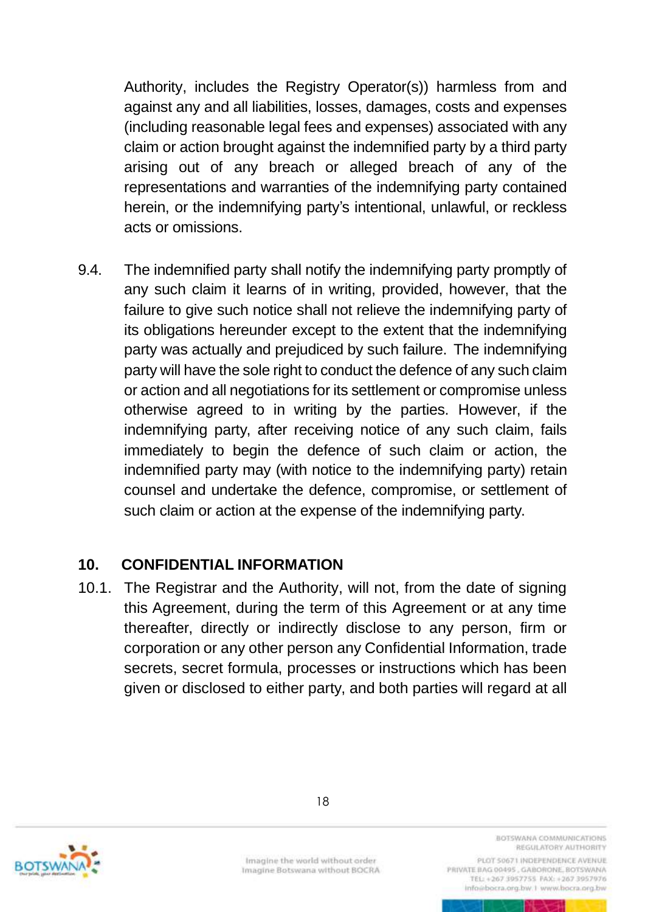Authority, includes the Registry Operator(s)) harmless from and against any and all liabilities, losses, damages, costs and expenses (including reasonable legal fees and expenses) associated with any claim or action brought against the indemnified party by a third party arising out of any breach or alleged breach of any of the representations and warranties of the indemnifying party contained herein, or the indemnifying party's intentional, unlawful, or reckless acts or omissions.

9.4. The indemnified party shall notify the indemnifying party promptly of any such claim it learns of in writing, provided, however, that the failure to give such notice shall not relieve the indemnifying party of its obligations hereunder except to the extent that the indemnifying party was actually and prejudiced by such failure. The indemnifying party will have the sole right to conduct the defence of any such claim or action and all negotiations for its settlement or compromise unless otherwise agreed to in writing by the parties. However, if the indemnifying party, after receiving notice of any such claim, fails immediately to begin the defence of such claim or action, the indemnified party may (with notice to the indemnifying party) retain counsel and undertake the defence, compromise, or settlement of such claim or action at the expense of the indemnifying party.

## 10. CONFIDENTIAL INFORMATION

10.1. The Registrar and the Authority, will not, from the date of signing this Agreement, during the term of this Agreement or at any time thereafter, directly or indirectly disclose to any person, firm or corporation or any other person any Confidential Information, trade secrets, secret formula, processes or instructions which has been given or disclosed to either party, and both parties will regard at all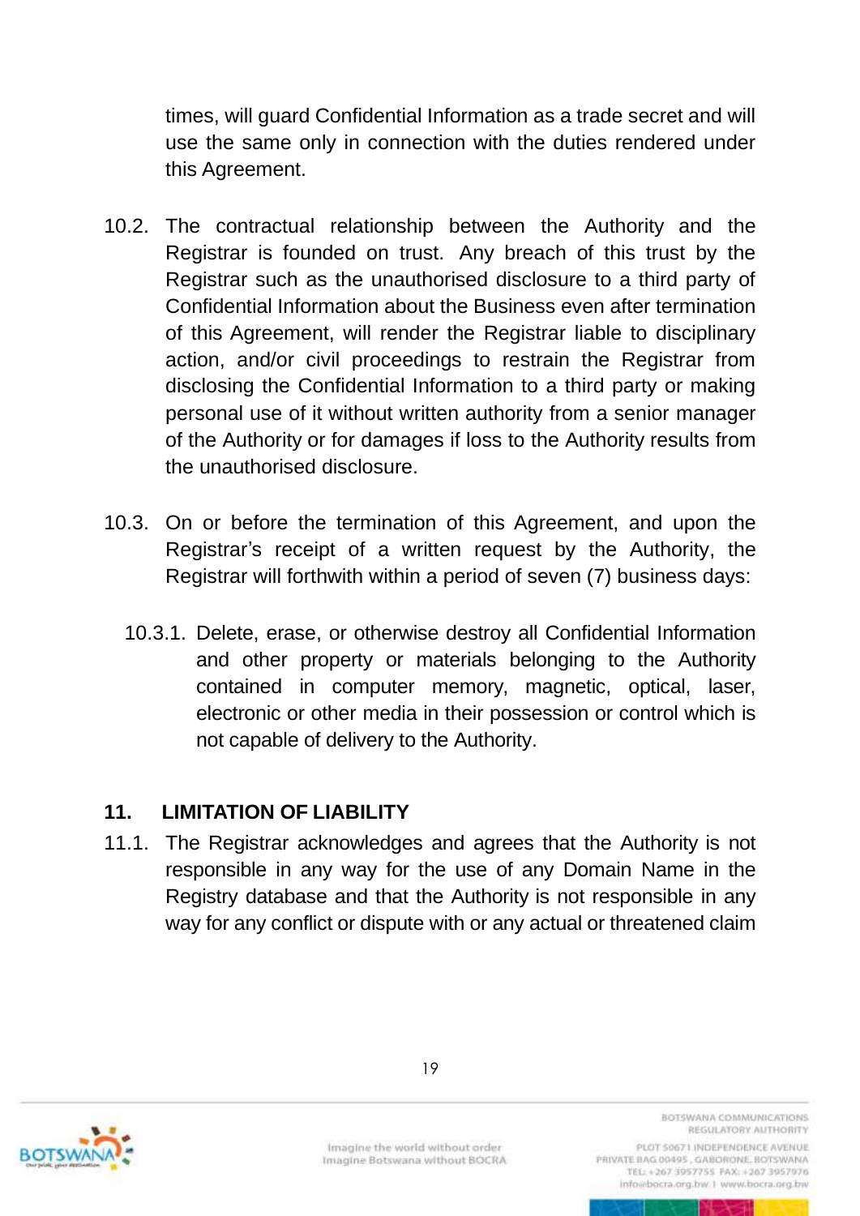times, will guard Confidential Information as a trade secret and will use the same only in connection with the duties rendered under this Agreement.

10.2. The contractual relationship between the Authority and the Registrar is founded on trust. Any breach of this trust by the Registrar such as the unauthorised disclosure to a third party of Confidential Information about the Business even after termination of this Agreement, will render the Registrar liable to disciplinary action, and/or civil proceedings to restrain the Registrar from disclosing the Confidential Information to a third party or making personal use of it without written authority from a senior manager of the Authority or for damages if loss to the Authority results from the unauthorised disclosure.

10.3. On or before the termination of this Agreement, and upon the Registrar's receipt of a written request by the Authority, the Registrar will forthwith within a period of seven (7) business days:

10.3.1. Delete, erase, or otherwise destroy all Confidential Information and other property or materials belonging to the Authority contained in computer memory, magnetic, optical, laser, electronic or other media in their possession or control which is not capable of delivery to the Authority.

## 11. LIMITATION OF LIABILITY

11.1. The Registrar acknowledges and agrees that the Authority is not responsible in any way for the use of any Domain Name in the Registry database and that the Authority is not responsible in any way for any conflict or dispute with or any actual or threatened claim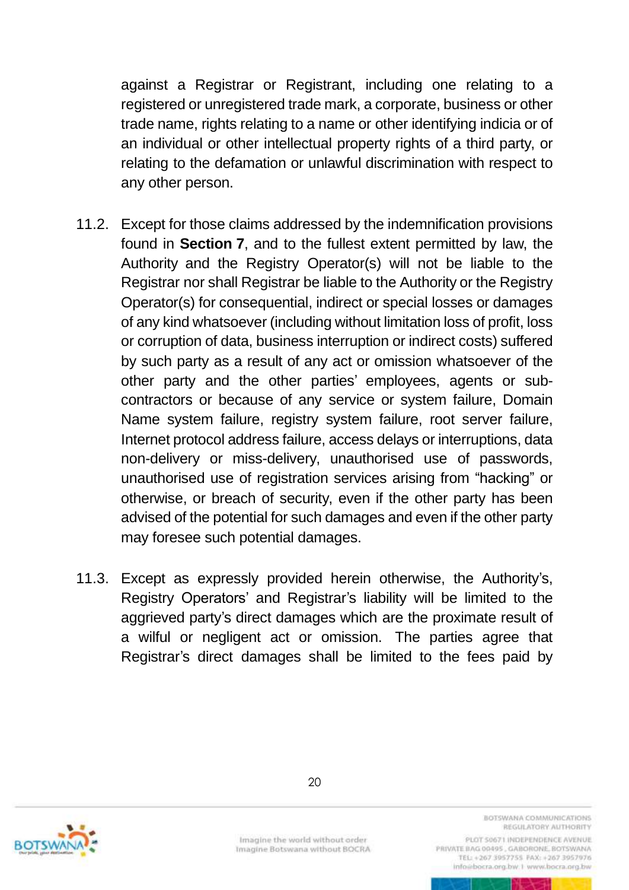against a Registrar or Registrant, including one relating to a registered or unregistered trade mark, a corporate, business or other trade name, rights relating to a name or other identifying indicia or of an individual or other intellectual property rights of a third party, or relating to the defamation or unlawful discrimination with respect to any other person.

11.2. Except for those claims addressed by the indemnification provisions found in **Section 7**, and to the fullest extent permitted by law, the Authority and the Registry Operator(s) will not be liable to the Registrar nor shall Registrar be liable to the Authority or the Registry Operator(s) for consequential, indirect or special losses or damages of any kind whatsoever (including without limitation loss of profit, loss or corruption of data, business interruption or indirect costs) suffered by such party as a result of any act or omission whatsoever of the other party and the other parties' employees, agents or sub-contractors or because of any service or system failure, Domain Name system failure, registry system failure, root server failure, Internet protocol address failure, access delays or interruptions, data non-delivery or miss-delivery, unauthorised use of passwords, unauthorised use of registration services arising from "hacking" or otherwise, or breach of security, even if the other party has been advised of the potential for such damages and even if the other party may foresee such potential damages.

11.3. Except as expressly provided herein otherwise, the Authority's, Registry Operators' and Registrar's liability will be limited to the aggrieved party's direct damages which are the proximate result of a wilful or negligent act or omission. The parties agree that Registrar's direct damages shall be limited to the fees paid by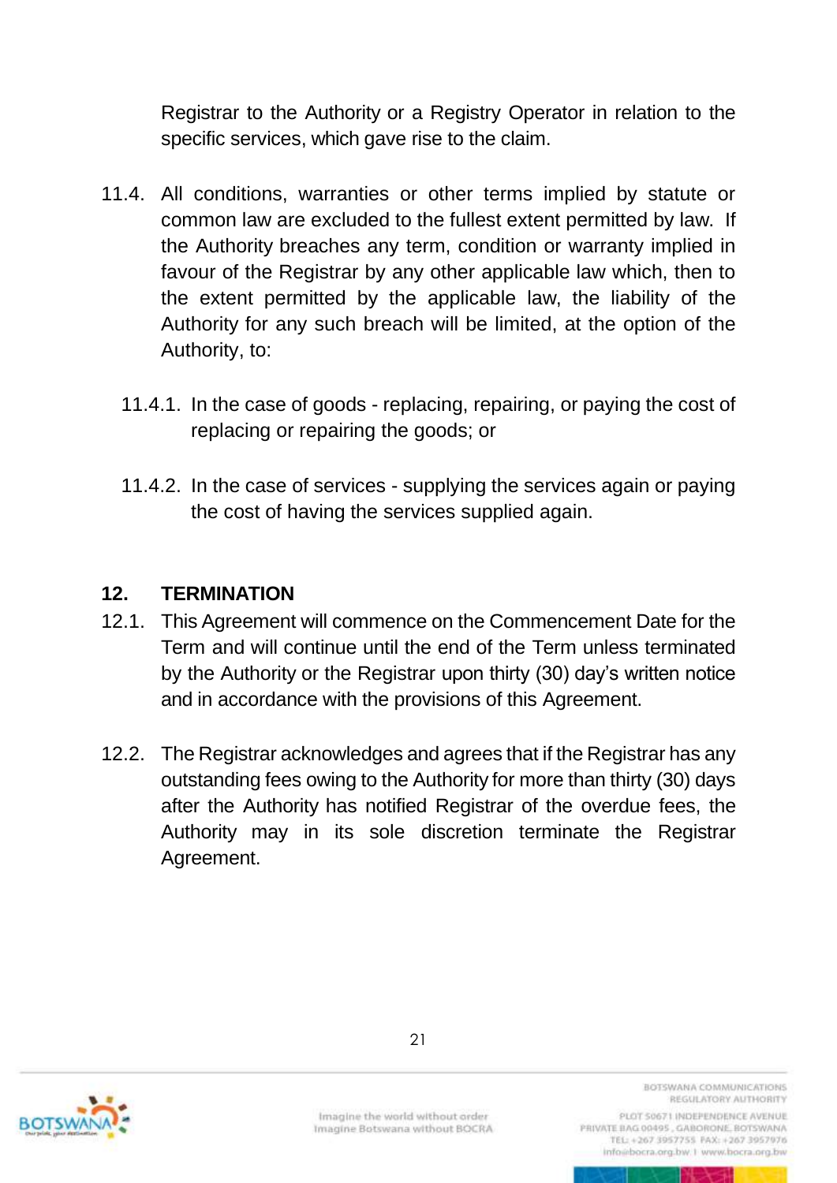Registrar to the Authority or a Registry Operator in relation to the specific services, which gave rise to the claim.

11.4. All conditions, warranties or other terms implied by statute or common law are excluded to the fullest extent permitted by law. If the Authority breaches any term, condition or warranty implied in favour of the Registrar by any other applicable law which, then to the extent permitted by the applicable law, the liability of the Authority for any such breach will be limited, at the option of the Authority, to:

11.4.1. In the case of goods - replacing, repairing, or paying the cost of replacing or repairing the goods; or

11.4.2. In the case of services - supplying the services again or paying the cost of having the services supplied again.

## 12. TERMINATION

12.1. This Agreement will commence on the Commencement Date for the Term and will continue until the end of the Term unless terminated by the Authority or the Registrar upon thirty (30) day's written notice and in accordance with the provisions of this Agreement.

12.2. The Registrar acknowledges and agrees that if the Registrar has any outstanding fees owing to the Authority for more than thirty (30) days after the Authority has notified Registrar of the overdue fees, the Authority may in its sole discretion terminate the Registrar Agreement.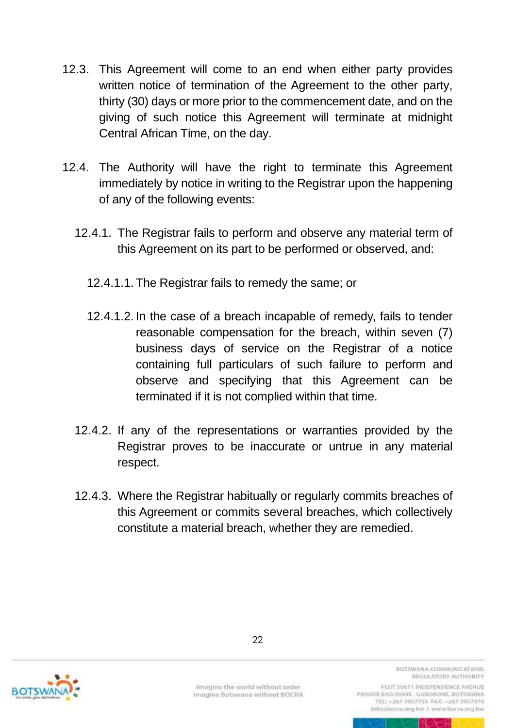12.3. This Agreement will come to an end when either party provides written notice of termination of the Agreement to the other party, thirty (30) days or more prior to the commencement date, and on the giving of such notice this Agreement will terminate at midnight Central African Time, on the day.

12.4. The Authority will have the right to terminate this Agreement immediately by notice in writing to the Registrar upon the happening of any of the following events:

- 12.4.1. The Registrar fails to perform and observe any material term of this Agreement on its part to be performed or observed, and:
  - 12.4.1.1. The Registrar fails to remedy the same; or
  - 12.4.1.2. In the case of a breach incapable of remedy, fails to tender reasonable compensation for the breach, within seven (7) business days of service on the Registrar of a notice containing full particulars of such failure to perform and observe and specifying that this Agreement can be terminated if it is not complied within that time.
- 12.4.2. If any of the representations or warranties provided by the Registrar proves to be inaccurate or untrue in any material respect.
- 12.4.3. Where the Registrar habitually or regularly commits breaches of this Agreement or commits several breaches, which collectively constitute a material breach, whether they are remedied.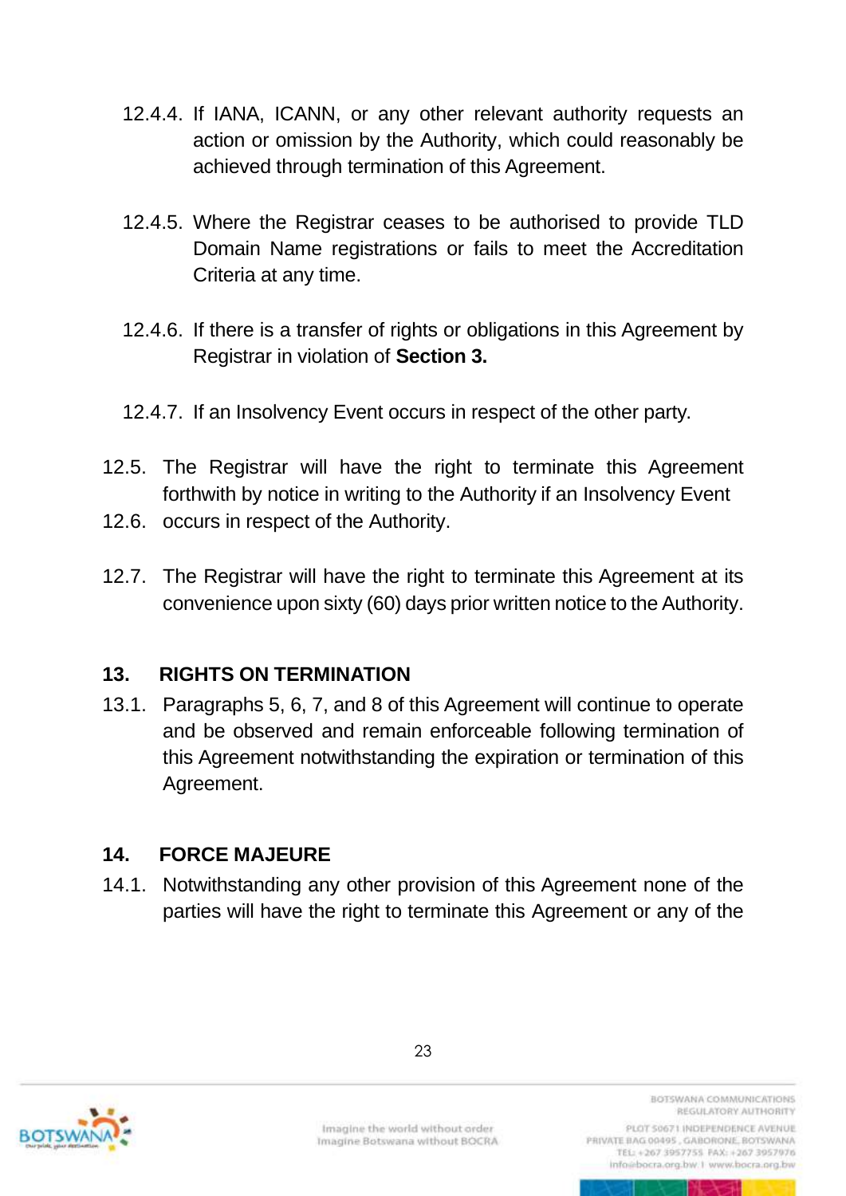12.4.4. If IANA, ICANN, or any other relevant authority requests an action or omission by the Authority, which could reasonably be achieved through termination of this Agreement.

12.4.5. Where the Registrar ceases to be authorised to provide TLD Domain Name registrations or fails to meet the Accreditation Criteria at any time.

12.4.6. If there is a transfer of rights or obligations in this Agreement by Registrar in violation of **Section 3.**

12.4.7. If an Insolvency Event occurs in respect of the other party.

12.5. The Registrar will have the right to terminate this Agreement forthwith by notice in writing to the Authority if an Insolvency Event

12.6. occurs in respect of the Authority.

12.7. The Registrar will have the right to terminate this Agreement at its convenience upon sixty (60) days prior written notice to the Authority.

## 13. RIGHTS ON TERMINATION

13.1. Paragraphs 5, 6, 7, and 8 of this Agreement will continue to operate and be observed and remain enforceable following termination of this Agreement notwithstanding the expiration or termination of this Agreement.

## 14. FORCE MAJEURE

14.1. Notwithstanding any other provision of this Agreement none of the parties will have the right to terminate this Agreement or any of the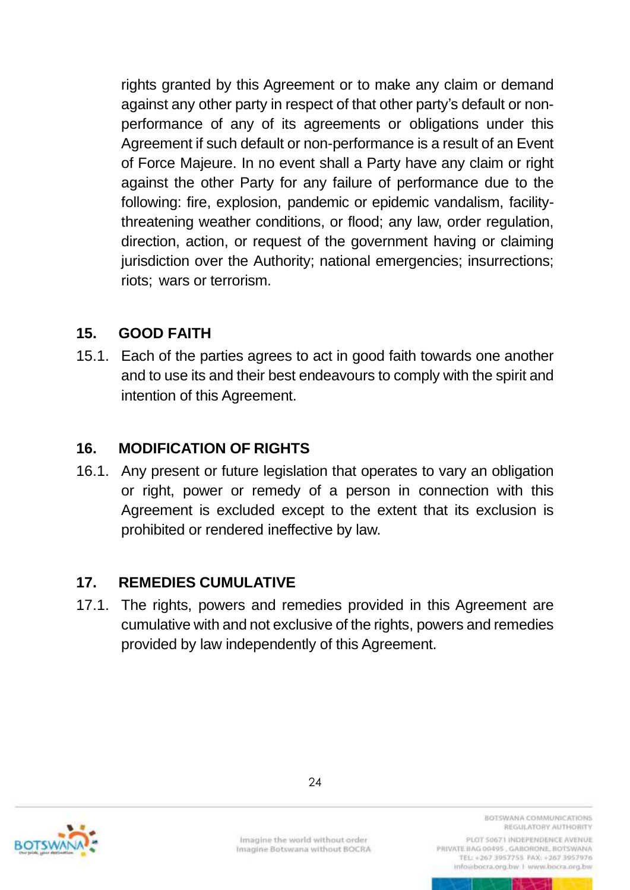rights granted by this Agreement or to make any claim or demand against any other party in respect of that other party's default or non-performance of any of its agreements or obligations under this Agreement if such default or non-performance is a result of an Event of Force Majeure. In no event shall a Party have any claim or right against the other Party for any failure of performance due to the following: fire, explosion, pandemic or epidemic vandalism, facility-threatening weather conditions, or flood; any law, order regulation, direction, action, or request of the government having or claiming jurisdiction over the Authority; national emergencies; insurrections; riots; wars or terrorism.

## 15. GOOD FAITH

15.1. Each of the parties agrees to act in good faith towards one another and to use its and their best endeavours to comply with the spirit and intention of this Agreement.

## 16. MODIFICATION OF RIGHTS

16.1. Any present or future legislation that operates to vary an obligation or right, power or remedy of a person in connection with this Agreement is excluded except to the extent that its exclusion is prohibited or rendered ineffective by law.

## 17. REMEDIES CUMULATIVE

17.1. The rights, powers and remedies provided in this Agreement are cumulative with and not exclusive of the rights, powers and remedies provided by law independently of this Agreement.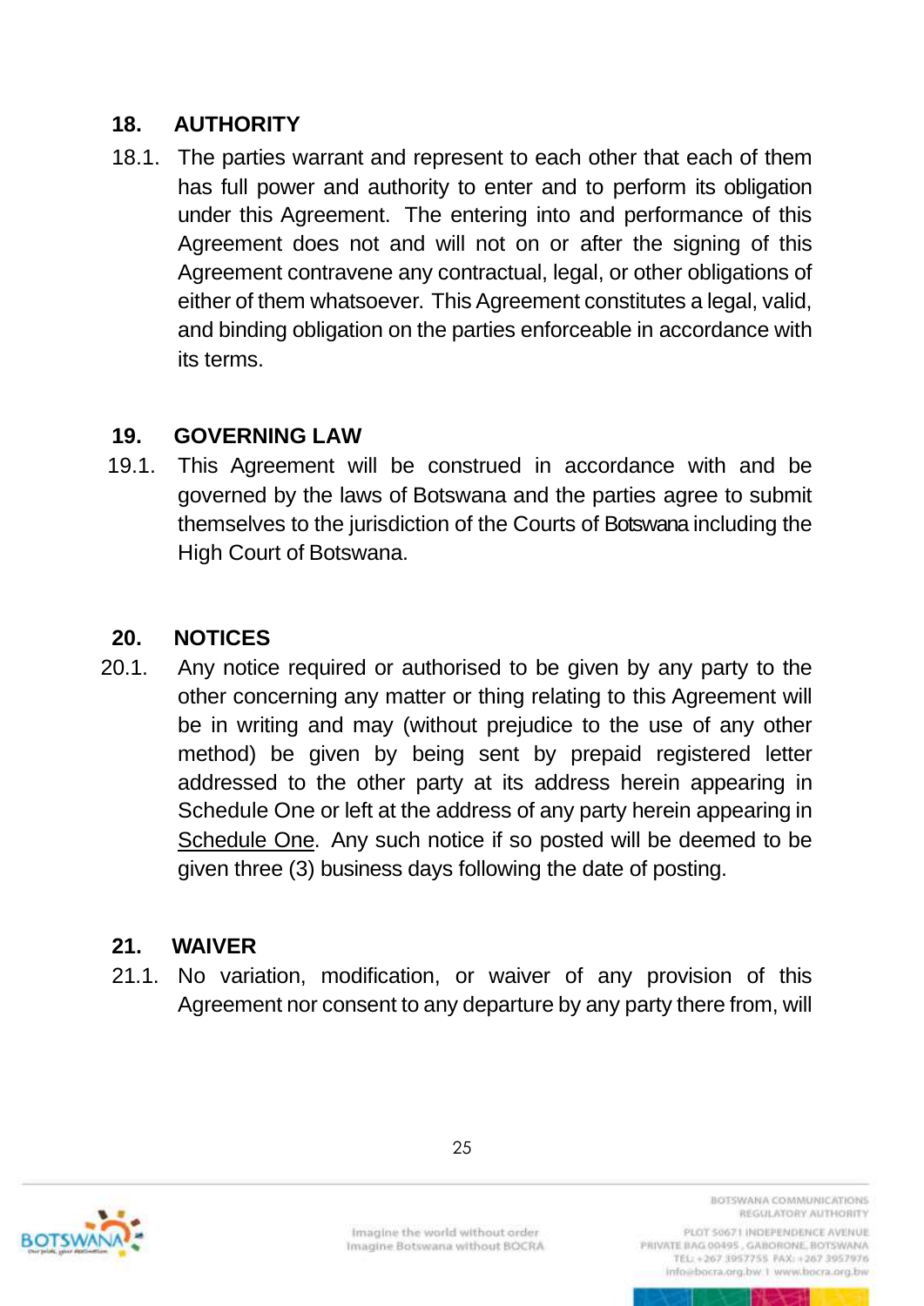## 18. AUTHORITY

18.1. The parties warrant and represent to each other that each of them has full power and authority to enter and to perform its obligation under this Agreement. The entering into and performance of this Agreement does not and will not on or after the signing of this Agreement contravene any contractual, legal, or other obligations of either of them whatsoever. This Agreement constitutes a legal, valid, and binding obligation on the parties enforceable in accordance with its terms.

## 19. GOVERNING LAW

19.1. This Agreement will be construed in accordance with and be governed by the laws of Botswana and the parties agree to submit themselves to the jurisdiction of the Courts of Botswana including the High Court of Botswana.

## 20. NOTICES

20.1. Any notice required or authorised to be given by any party to the other concerning any matter or thing relating to this Agreement will be in writing and may (without prejudice to the use of any other method) be given by being sent by prepaid registered letter addressed to the other party at its address herein appearing in Schedule One or left at the address of any party herein appearing in <u>Schedule One</u>. Any such notice if so posted will be deemed to be given three (3) business days following the date of posting.

## 21. WAIVER

21.1. No variation, modification, or waiver of any provision of this Agreement nor consent to any departure by any party there from, will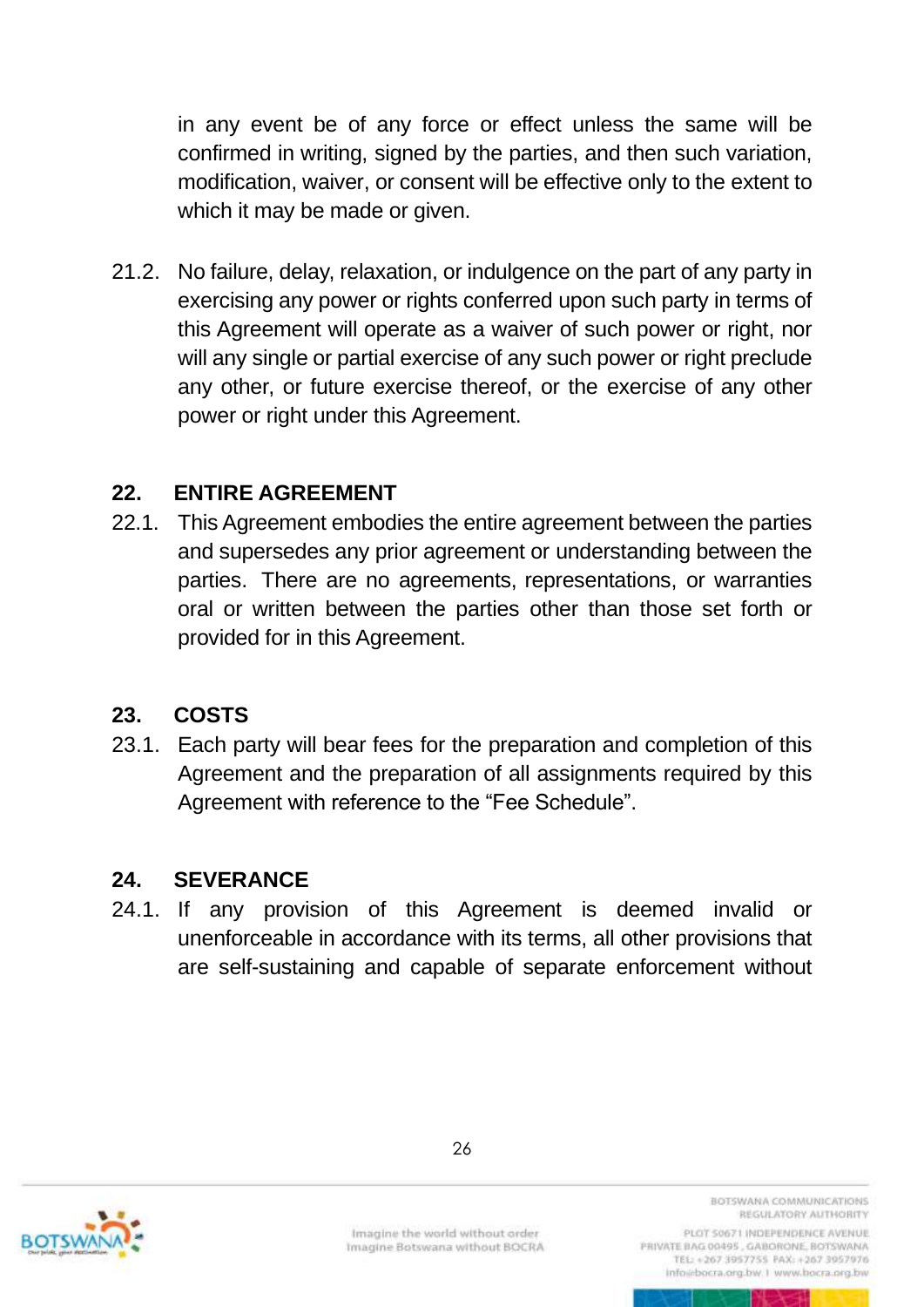in any event be of any force or effect unless the same will be confirmed in writing, signed by the parties, and then such variation, modification, waiver, or consent will be effective only to the extent to which it may be made or given.

21.2. No failure, delay, relaxation, or indulgence on the part of any party in exercising any power or rights conferred upon such party in terms of this Agreement will operate as a waiver of such power or right, nor will any single or partial exercise of any such power or right preclude any other, or future exercise thereof, or the exercise of any other power or right under this Agreement.

## 22. ENTIRE AGREEMENT

22.1. This Agreement embodies the entire agreement between the parties and supersedes any prior agreement or understanding between the parties. There are no agreements, representations, or warranties oral or written between the parties other than those set forth or provided for in this Agreement.

## 23. COSTS

23.1. Each party will bear fees for the preparation and completion of this Agreement and the preparation of all assignments required by this Agreement with reference to the "Fee Schedule".

## 24. SEVERANCE

24.1. If any provision of this Agreement is deemed invalid or unenforceable in accordance with its terms, all other provisions that are self-sustaining and capable of separate enforcement without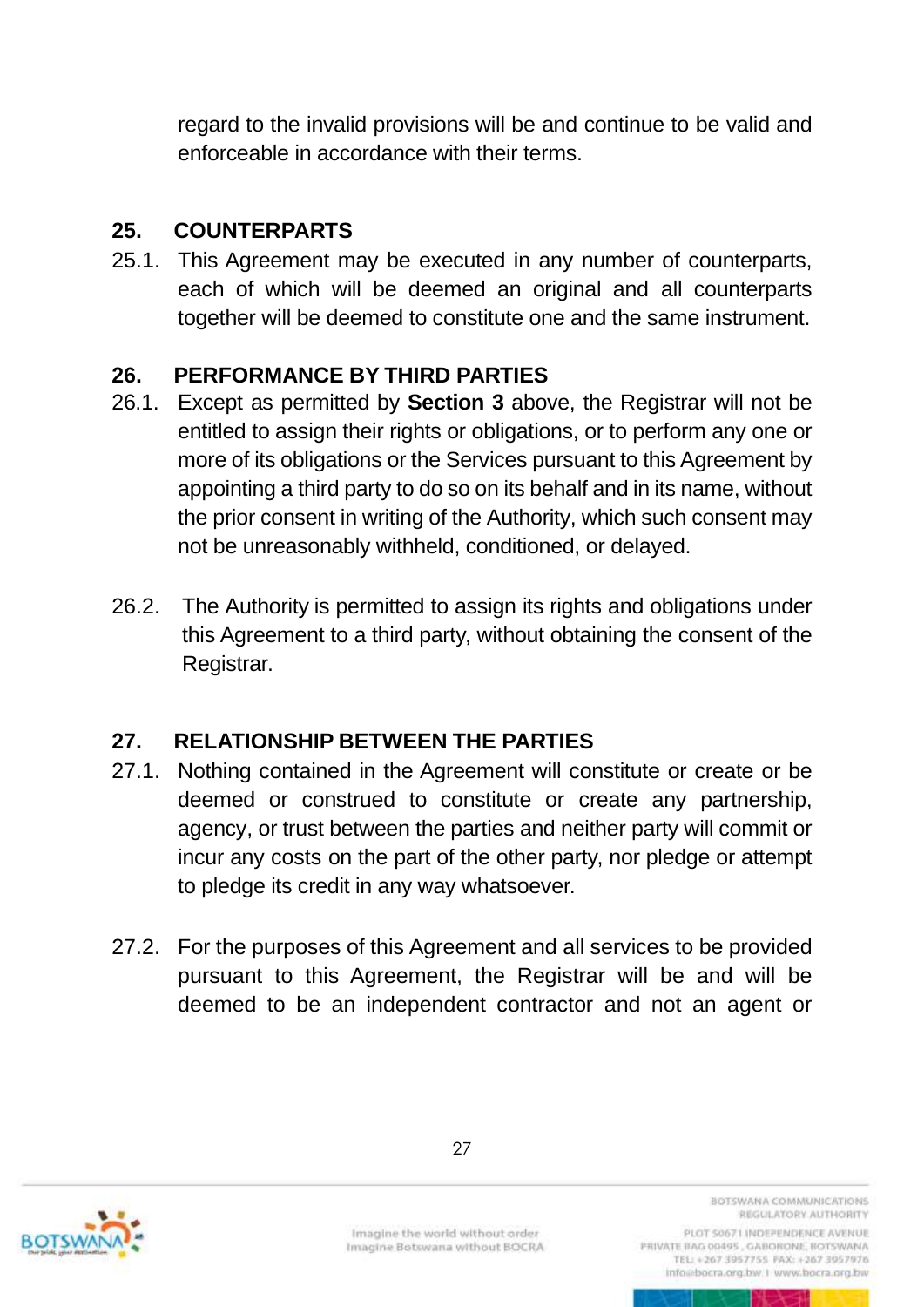regard to the invalid provisions will be and continue to be valid and enforceable in accordance with their terms.

## 25. COUNTERPARTS

25.1. This Agreement may be executed in any number of counterparts, each of which will be deemed an original and all counterparts together will be deemed to constitute one and the same instrument.

## 26. PERFORMANCE BY THIRD PARTIES

26.1. Except as permitted by **Section 3** above, the Registrar will not be entitled to assign their rights or obligations, or to perform any one or more of its obligations or the Services pursuant to this Agreement by appointing a third party to do so on its behalf and in its name, without the prior consent in writing of the Authority, which such consent may not be unreasonably withheld, conditioned, or delayed.

26.2. The Authority is permitted to assign its rights and obligations under this Agreement to a third party, without obtaining the consent of the Registrar.

## 27. RELATIONSHIP BETWEEN THE PARTIES

27.1. Nothing contained in the Agreement will constitute or create or be deemed or construed to constitute or create any partnership, agency, or trust between the parties and neither party will commit or incur any costs on the part of the other party, nor pledge or attempt to pledge its credit in any way whatsoever.

27.2. For the purposes of this Agreement and all services to be provided pursuant to this Agreement, the Registrar will be and will be deemed to be an independent contractor and not an agent or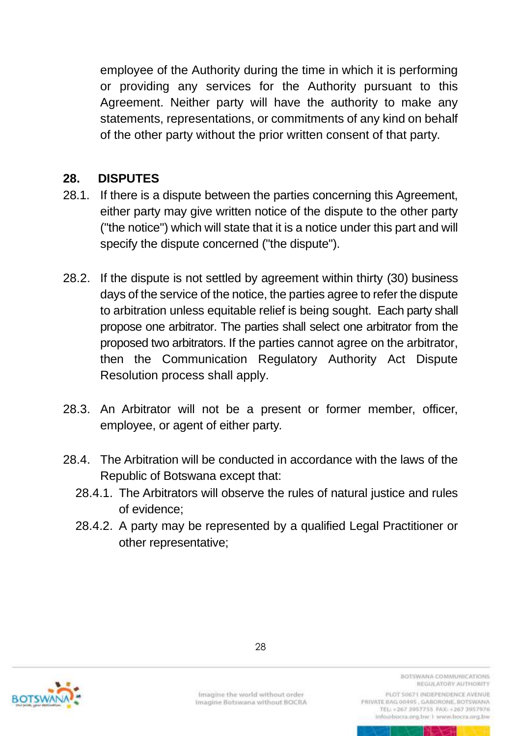employee of the Authority during the time in which it is performing or providing any services for the Authority pursuant to this Agreement. Neither party will have the authority to make any statements, representations, or commitments of any kind on behalf of the other party without the prior written consent of that party.

## 28. DISPUTES

28.1. If there is a dispute between the parties concerning this Agreement, either party may give written notice of the dispute to the other party ("the notice") which will state that it is a notice under this part and will specify the dispute concerned ("the dispute").

28.2. If the dispute is not settled by agreement within thirty (30) business days of the service of the notice, the parties agree to refer the dispute to arbitration unless equitable relief is being sought. Each party shall propose one arbitrator. The parties shall select one arbitrator from the proposed two arbitrators. If the parties cannot agree on the arbitrator, then the Communication Regulatory Authority Act Dispute Resolution process shall apply.

28.3. An Arbitrator will not be a present or former member, officer, employee, or agent of either party.

28.4. The Arbitration will be conducted in accordance with the laws of the Republic of Botswana except that:

28.4.1. The Arbitrators will observe the rules of natural justice and rules of evidence;

28.4.2. A party may be represented by a qualified Legal Practitioner or other representative;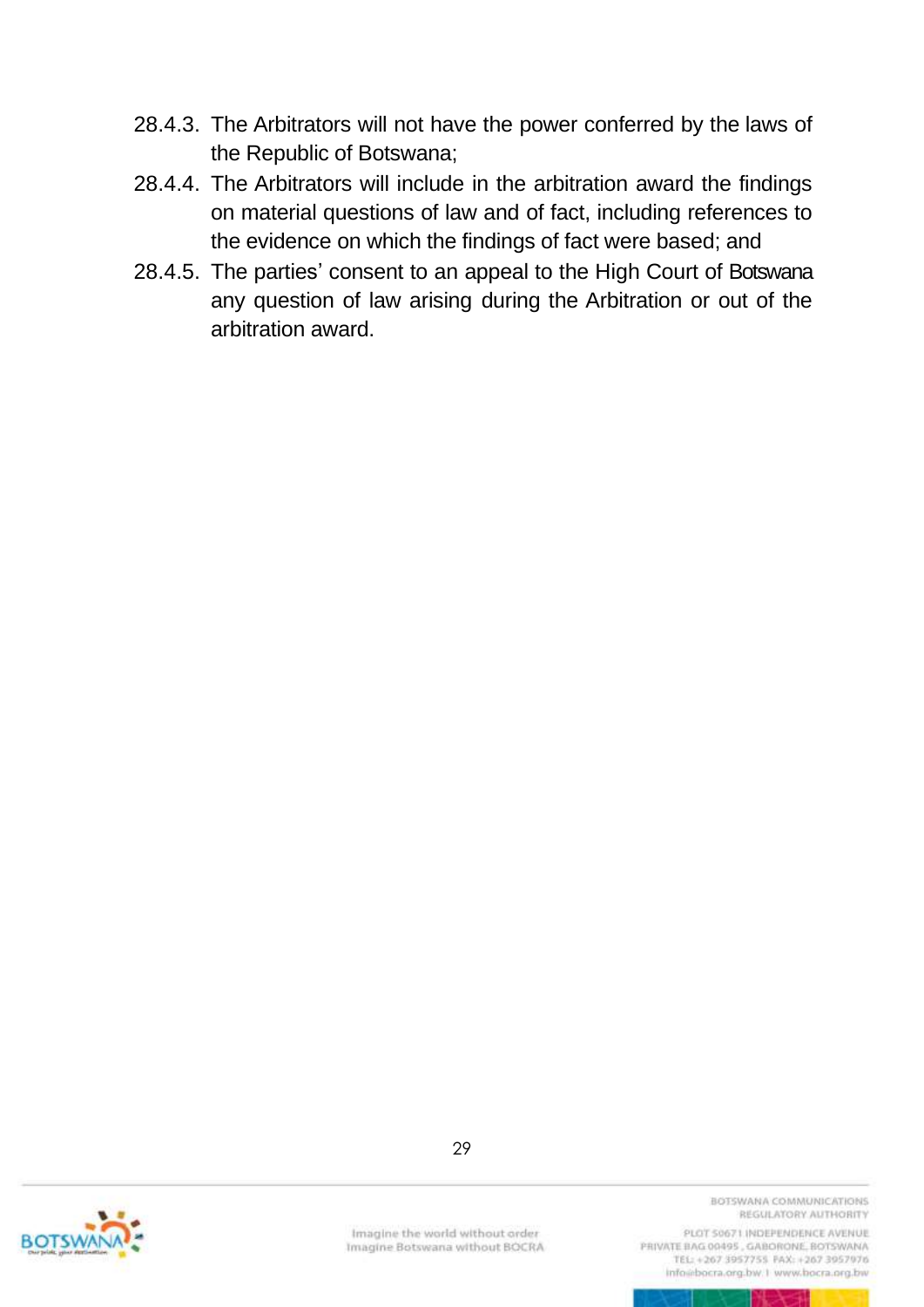28.4.3. The Arbitrators will not have the power conferred by the laws of the Republic of Botswana;

28.4.4. The Arbitrators will include in the arbitration award the findings on material questions of law and of fact, including references to the evidence on which the findings of fact were based; and

28.4.5. The parties' consent to an appeal to the High Court of Botswana any question of law arising during the Arbitration or out of the arbitration award.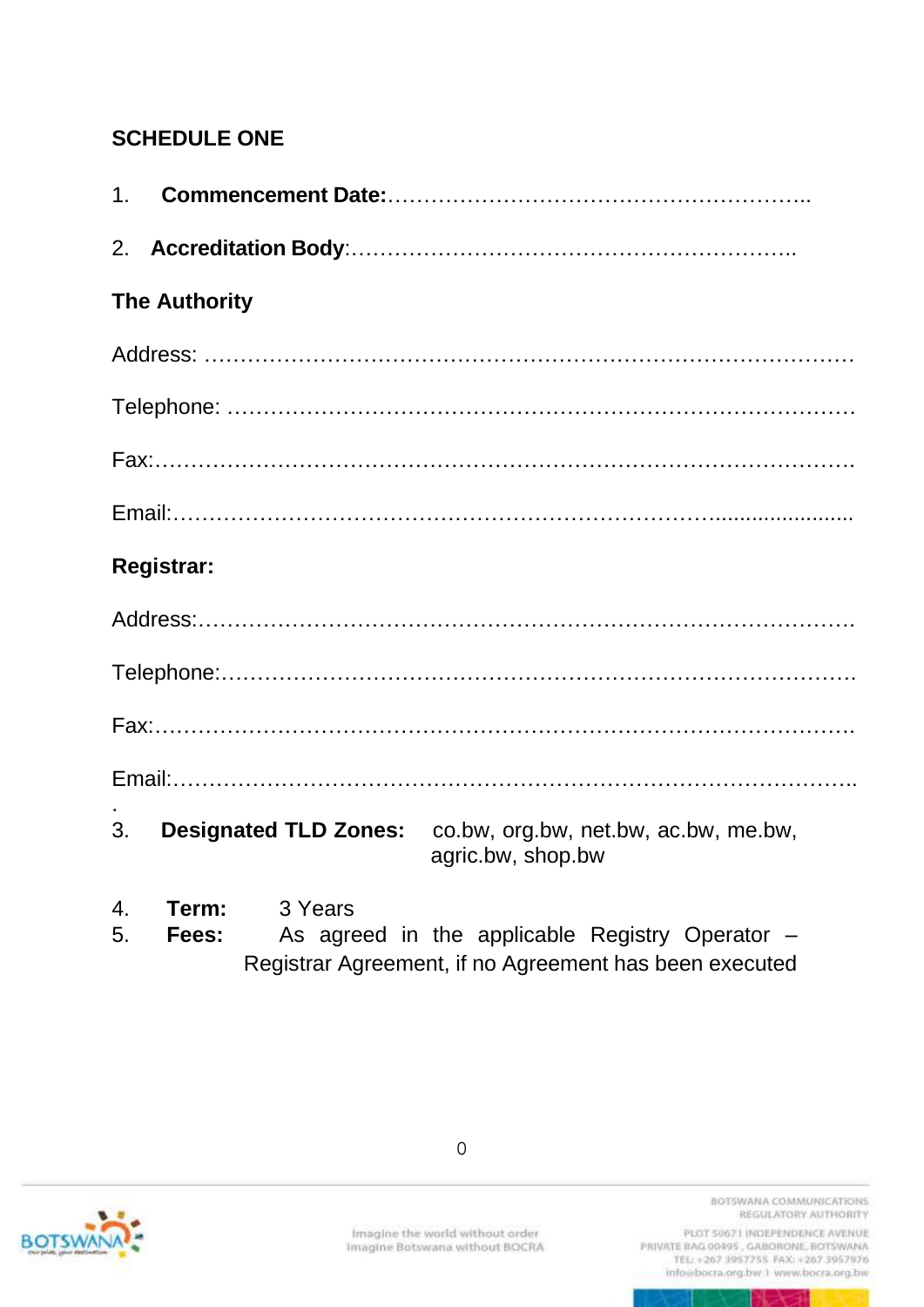## SCHEDULE ONE

1. **Commencement Date:**…………………………………………………..

2. **Accreditation Body**:……………………………………………………..

**The Authority**

Address: ………………………………………………………………………

Telephone: ……………………………………………………………………

Fax:……………………………………………………………………………….

Email:………………………………………………………………........................

**Registrar:**

Address:…………………………………………………………………………….

Telephone:…………………………………………………………………………….

Fax:……………………………………………………………………………….

Email:………………………………………………………………………………..
.

3. **Designated TLD Zones:** co.bw, org.bw, net.bw, ac.bw, me.bw, agric.bw, shop.bw

4. **Term:** 3 Years
5. **Fees:** As agreed in the applicable Registry Operator – Registrar Agreement, if no Agreement has been executed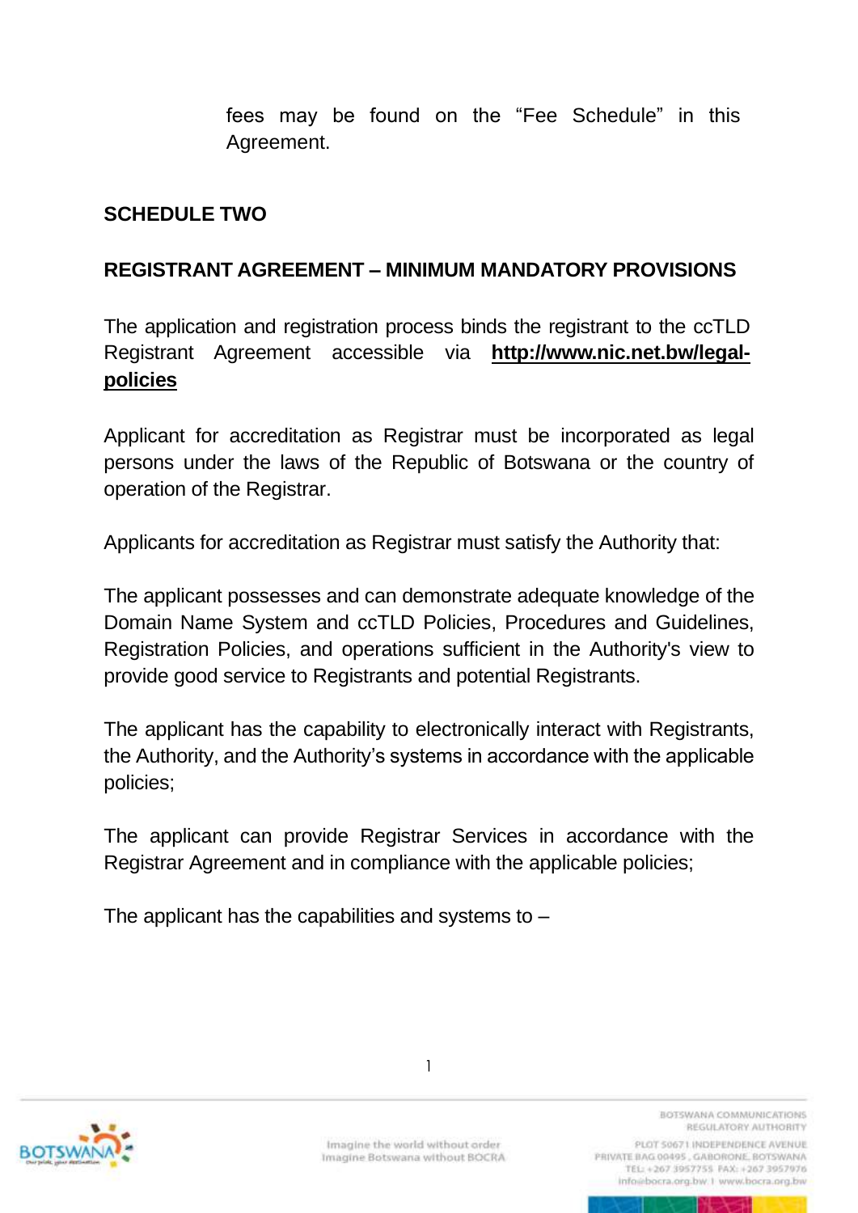fees may be found on the "Fee Schedule" in this Agreement.

**SCHEDULE TWO**

**REGISTRANT AGREEMENT – MINIMUM MANDATORY PROVISIONS**

The application and registration process binds the registrant to the ccTLD Registrant Agreement accessible via **http://www.nic.net.bw/legal-policies**

Applicant for accreditation as Registrar must be incorporated as legal persons under the laws of the Republic of Botswana or the country of operation of the Registrar.

Applicants for accreditation as Registrar must satisfy the Authority that:

The applicant possesses and can demonstrate adequate knowledge of the Domain Name System and ccTLD Policies, Procedures and Guidelines, Registration Policies, and operations sufficient in the Authority's view to provide good service to Registrants and potential Registrants.

The applicant has the capability to electronically interact with Registrants, the Authority, and the Authority's systems in accordance with the applicable policies;

The applicant can provide Registrar Services in accordance with the Registrar Agreement and in compliance with the applicable policies;

The applicant has the capabilities and systems to –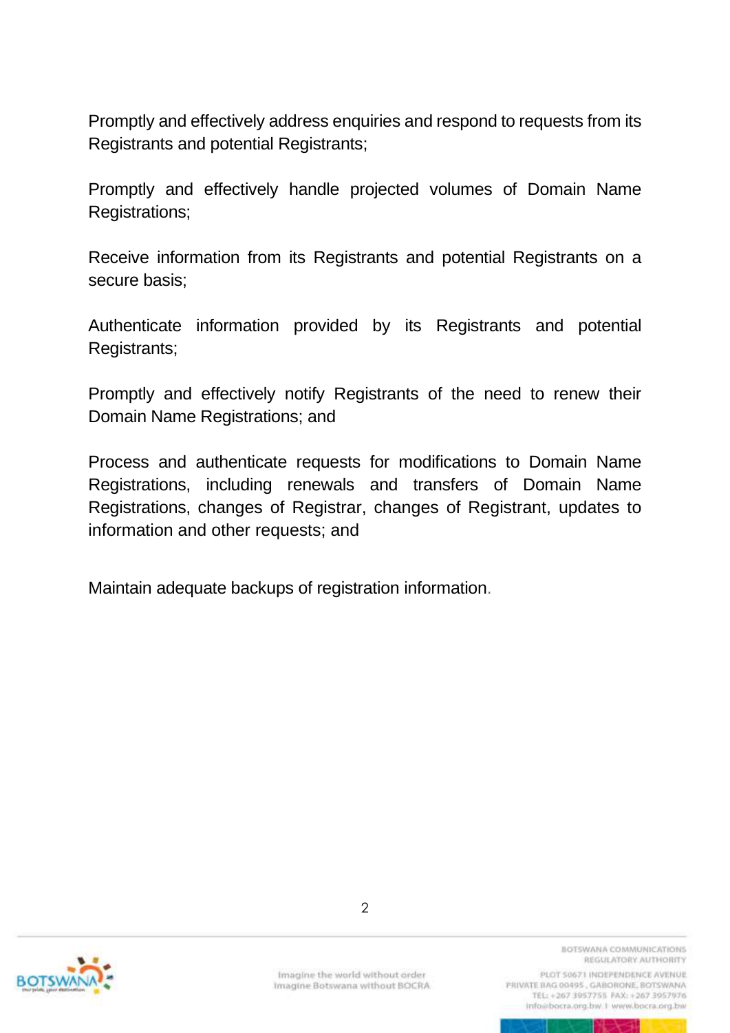Promptly and effectively address enquiries and respond to requests from its Registrants and potential Registrants;

Promptly and effectively handle projected volumes of Domain Name Registrations;

Receive information from its Registrants and potential Registrants on a secure basis;

Authenticate information provided by its Registrants and potential Registrants;

Promptly and effectively notify Registrants of the need to renew their Domain Name Registrations; and

Process and authenticate requests for modifications to Domain Name Registrations, including renewals and transfers of Domain Name Registrations, changes of Registrar, changes of Registrant, updates to information and other requests; and

Maintain adequate backups of registration information.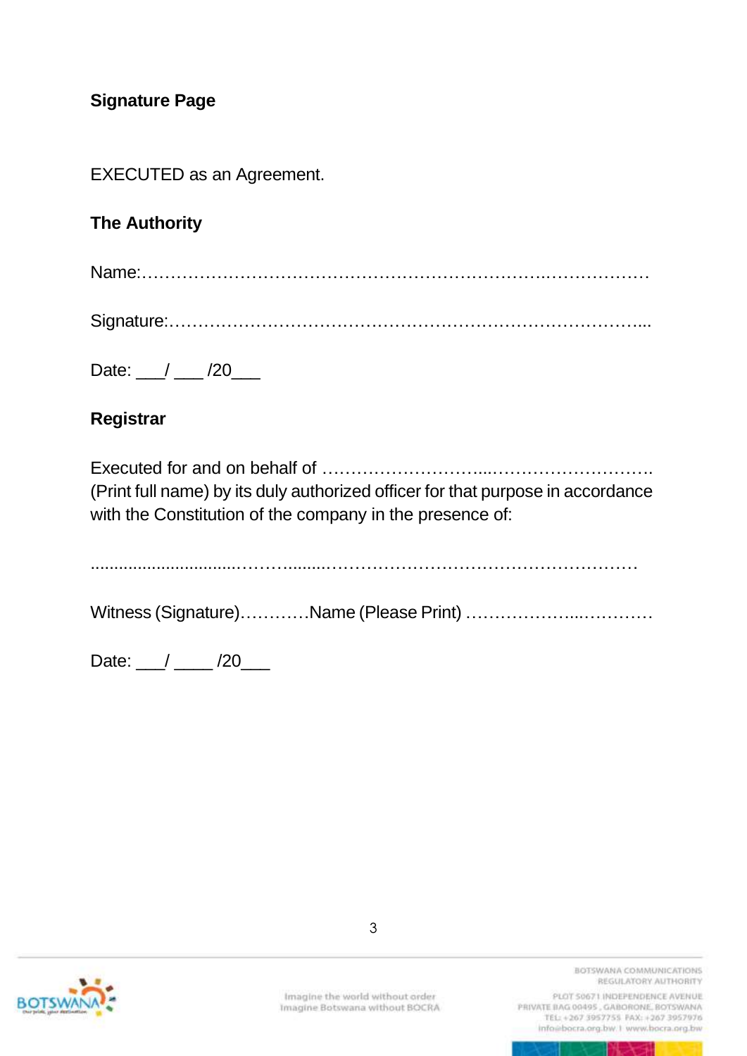**Signature Page**

EXECUTED as an Agreement.

**The Authority**

Name:……………………………………………………….……………

Signature:………………………….…………….……………………...

Date: ___/ ___ /20___

**Registrar**

Executed for and on behalf of ………………………...……………………….
(Print full name) by its duly authorized officer for that purpose in accordance with the Constitution of the company in the presence of:

...............................………........……………………………………………

Witness (Signature)…………Name (Please Print) ………………...…………

Date: ___/ ____ /20___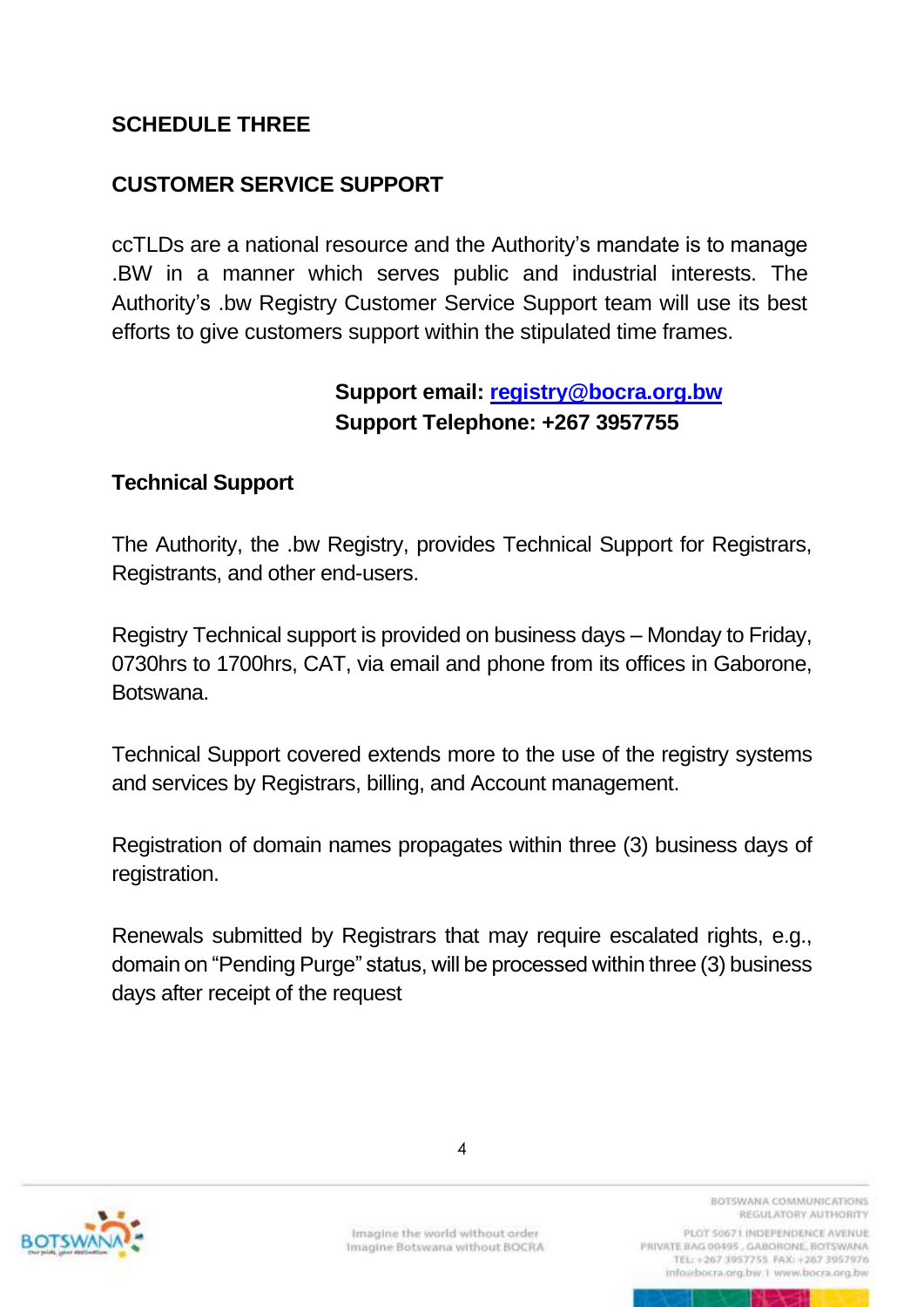## SCHEDULE THREE

## CUSTOMER SERVICE SUPPORT

ccTLDs are a national resource and the Authority's mandate is to manage .BW in a manner which serves public and industrial interests. The Authority's .bw Registry Customer Service Support team will use its best efforts to give customers support within the stipulated time frames.

**Support email: registry@bocra.org.bw**
**Support Telephone: +267 3957755**

### Technical Support

The Authority, the .bw Registry, provides Technical Support for Registrars, Registrants, and other end-users.

Registry Technical support is provided on business days – Monday to Friday, 0730hrs to 1700hrs, CAT, via email and phone from its offices in Gaborone, Botswana.

Technical Support covered extends more to the use of the registry systems and services by Registrars, billing, and Account management.

Registration of domain names propagates within three (3) business days of registration.

Renewals submitted by Registrars that may require escalated rights, e.g., domain on "Pending Purge" status, will be processed within three (3) business days after receipt of the request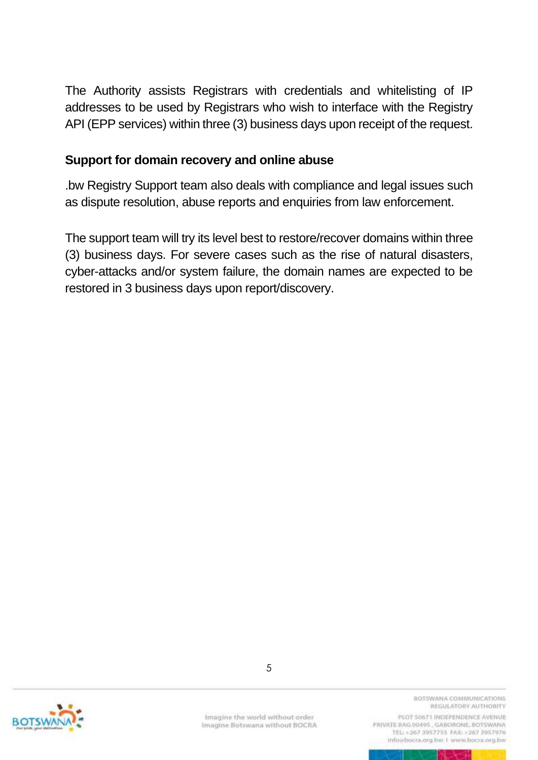The Authority assists Registrars with credentials and whitelisting of IP addresses to be used by Registrars who wish to interface with the Registry API (EPP services) within three (3) business days upon receipt of the request.

### Support for domain recovery and online abuse

.bw Registry Support team also deals with compliance and legal issues such as dispute resolution, abuse reports and enquiries from law enforcement.

The support team will try its level best to restore/recover domains within three (3) business days. For severe cases such as the rise of natural disasters, cyber-attacks and/or system failure, the domain names are expected to be restored in 3 business days upon report/discovery.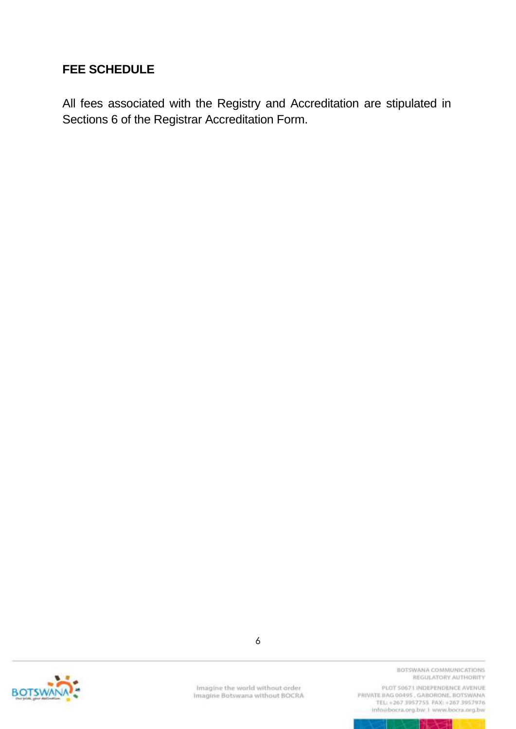## FEE SCHEDULE

All fees associated with the Registry and Accreditation are stipulated in Sections 6 of the Registrar Accreditation Form.